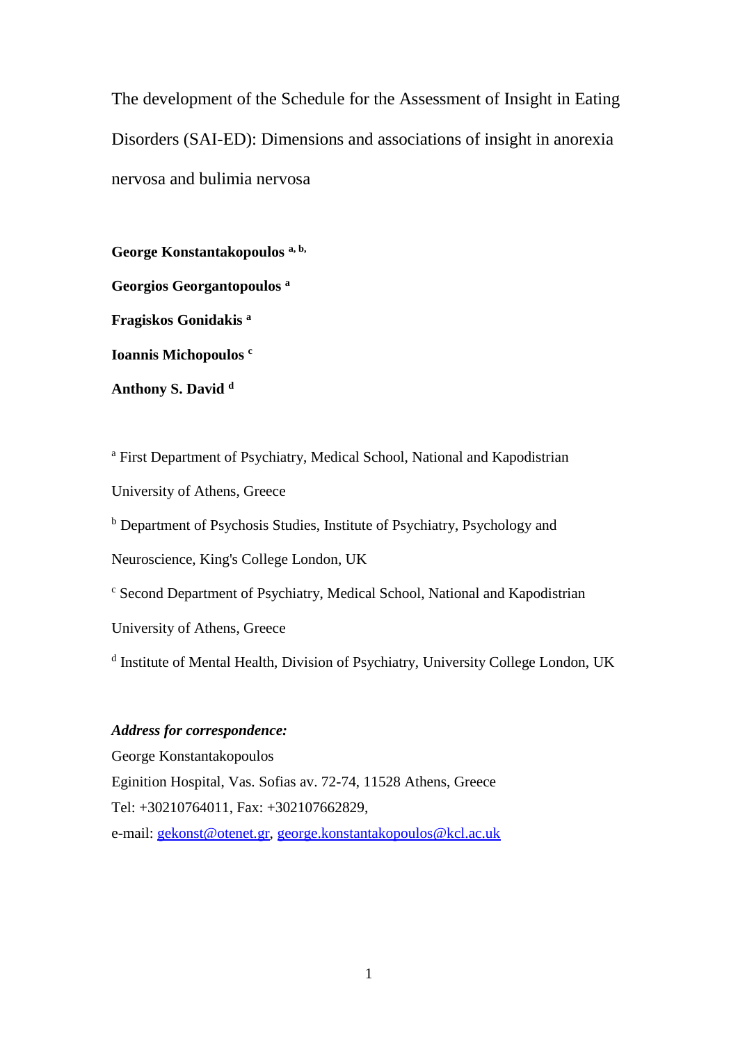# The development of the Schedule for the Assessment of Insight in Eating Disorders (SAI-ED): Dimensions and associations of insight in anorexia nervosa and bulimia nervosa

**George Konstantakopoulos [a, b]**

**Georgios Georgantopoulos [a]**

**Fragiskos Gonidakis [a]**

**Ioannis Michopoulos [c]**

**Anthony S. David [d]**

[a] First Department of Psychiatry, Medical School, National and Kapodistrian University of Athens, Greece

[b] Department of Psychosis Studies, Institute of Psychiatry, Psychology and Neuroscience, King's College London, UK

[c] Second Department of Psychiatry, Medical School, National and Kapodistrian University of Athens, Greece

[d] Institute of Mental Health, Division of Psychiatry, University College London, UK

***Address for correspondence:***

George Konstantakopoulos

Eginition Hospital, Vas. Sofias av. 72-74, 11528 Athens, Greece

Tel: +30210764011, Fax: +302107662829,

e-mail: gekonst@otenet.gr, george.konstantakopoulos@kcl.ac.uk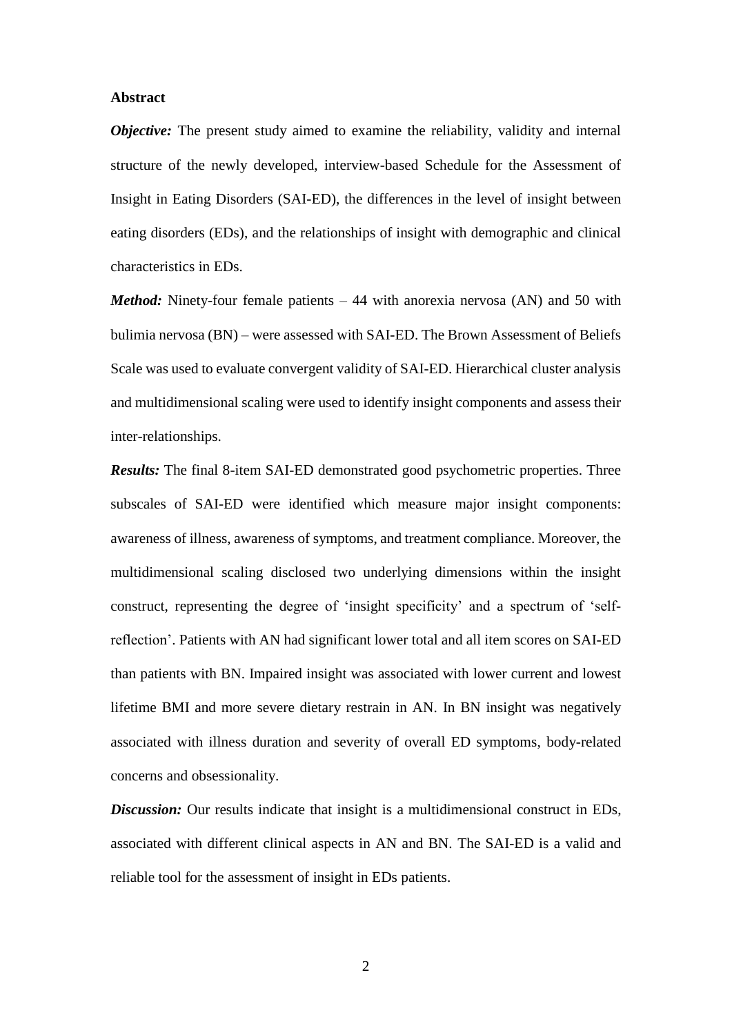# Abstract

***Objective:*** The present study aimed to examine the reliability, validity and internal structure of the newly developed, interview-based Schedule for the Assessment of Insight in Eating Disorders (SAI-ED), the differences in the level of insight between eating disorders (EDs), and the relationships of insight with demographic and clinical characteristics in EDs.

***Method:*** Ninety-four female patients – 44 with anorexia nervosa (AN) and 50 with bulimia nervosa (BN) – were assessed with SAI-ED. The Brown Assessment of Beliefs Scale was used to evaluate convergent validity of SAI-ED. Hierarchical cluster analysis and multidimensional scaling were used to identify insight components and assess their inter-relationships.

***Results:*** The final 8-item SAI-ED demonstrated good psychometric properties. Three subscales of SAI-ED were identified which measure major insight components: awareness of illness, awareness of symptoms, and treatment compliance. Moreover, the multidimensional scaling disclosed two underlying dimensions within the insight construct, representing the degree of 'insight specificity' and a spectrum of 'self-reflection'. Patients with AN had significant lower total and all item scores on SAI-ED than patients with BN. Impaired insight was associated with lower current and lowest lifetime BMI and more severe dietary restrain in AN. In BN insight was negatively associated with illness duration and severity of overall ED symptoms, body-related concerns and obsessionality.

***Discussion:*** Our results indicate that insight is a multidimensional construct in EDs, associated with different clinical aspects in AN and BN. The SAI-ED is a valid and reliable tool for the assessment of insight in EDs patients.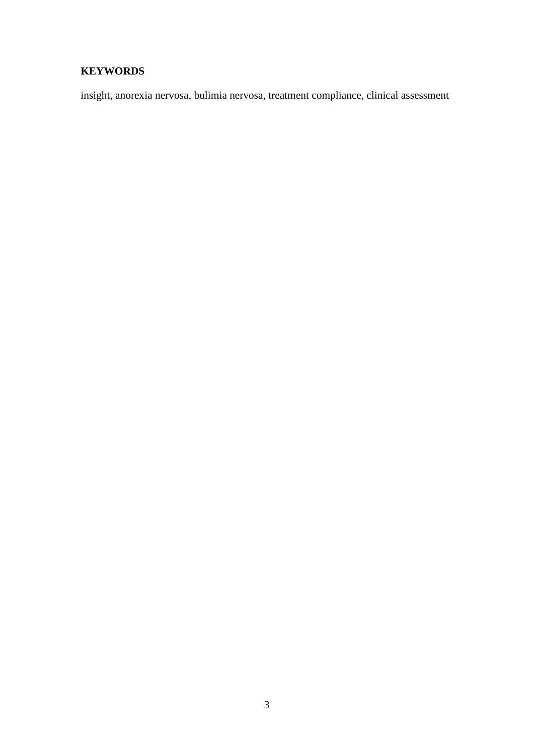**KEYWORDS**

insight, anorexia nervosa, bulimia nervosa, treatment compliance, clinical assessment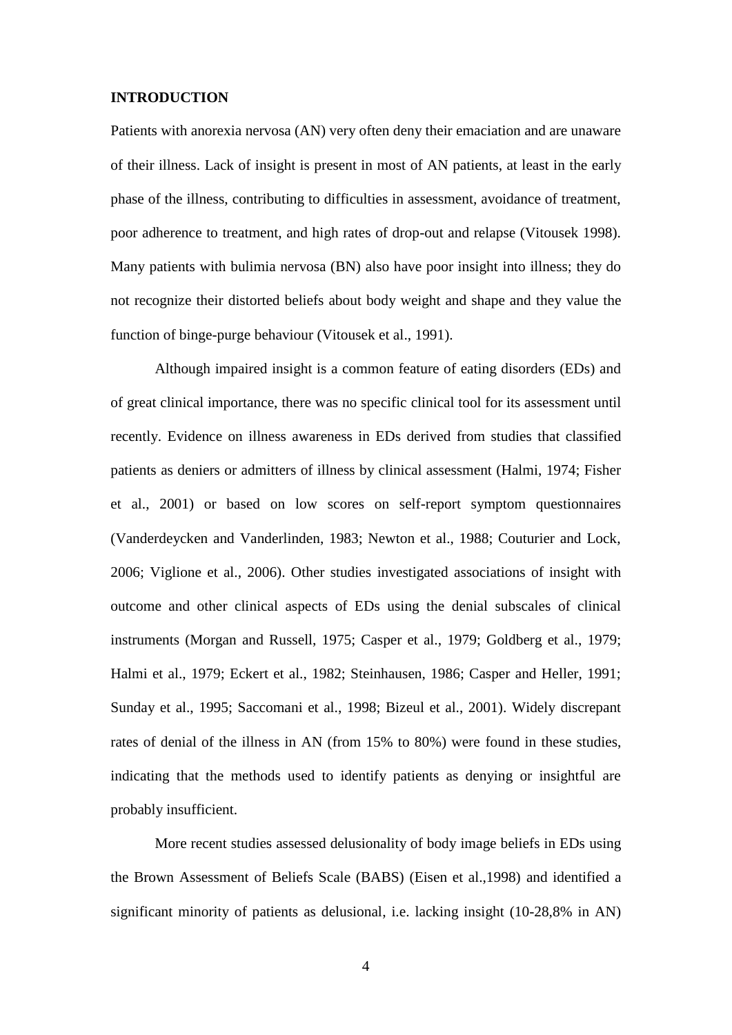## INTRODUCTION

Patients with anorexia nervosa (AN) very often deny their emaciation and are unaware of their illness. Lack of insight is present in most of AN patients, at least in the early phase of the illness, contributing to difficulties in assessment, avoidance of treatment, poor adherence to treatment, and high rates of drop-out and relapse (Vitousek 1998). Many patients with bulimia nervosa (BN) also have poor insight into illness; they do not recognize their distorted beliefs about body weight and shape and they value the function of binge-purge behaviour (Vitousek et al., 1991).

Although impaired insight is a common feature of eating disorders (EDs) and of great clinical importance, there was no specific clinical tool for its assessment until recently. Evidence on illness awareness in EDs derived from studies that classified patients as deniers or admitters of illness by clinical assessment (Halmi, 1974; Fisher et al., 2001) or based on low scores on self-report symptom questionnaires (Vanderdeycken and Vanderlinden, 1983; Newton et al., 1988; Couturier and Lock, 2006; Viglione et al., 2006). Other studies investigated associations of insight with outcome and other clinical aspects of EDs using the denial subscales of clinical instruments (Morgan and Russell, 1975; Casper et al., 1979; Goldberg et al., 1979; Halmi et al., 1979; Eckert et al., 1982; Steinhausen, 1986; Casper and Heller, 1991; Sunday et al., 1995; Saccomani et al., 1998; Bizeul et al., 2001). Widely discrepant rates of denial of the illness in AN (from 15% to 80%) were found in these studies, indicating that the methods used to identify patients as denying or insightful are probably insufficient.

More recent studies assessed delusionality of body image beliefs in EDs using the Brown Assessment of Beliefs Scale (BABS) (Eisen et al.,1998) and identified a significant minority of patients as delusional, i.e. lacking insight (10-28,8% in AN)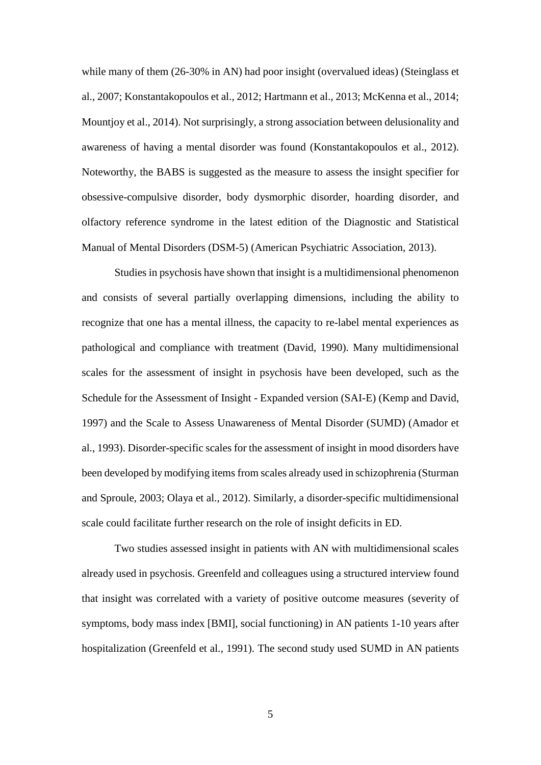while many of them (26-30% in AN) had poor insight (overvalued ideas) (Steinglass et al., 2007; Konstantakopoulos et al., 2012; Hartmann et al., 2013; McKenna et al., 2014; Mountjoy et al., 2014). Not surprisingly, a strong association between delusionality and awareness of having a mental disorder was found (Konstantakopoulos et al., 2012). Noteworthy, the BABS is suggested as the measure to assess the insight specifier for obsessive-compulsive disorder, body dysmorphic disorder, hoarding disorder, and olfactory reference syndrome in the latest edition of the Diagnostic and Statistical Manual of Mental Disorders (DSM-5) (American Psychiatric Association, 2013).

Studies in psychosis have shown that insight is a multidimensional phenomenon and consists of several partially overlapping dimensions, including the ability to recognize that one has a mental illness, the capacity to re-label mental experiences as pathological and compliance with treatment (David, 1990). Many multidimensional scales for the assessment of insight in psychosis have been developed, such as the Schedule for the Assessment of Insight - Expanded version (SAI-E) (Kemp and David, 1997) and the Scale to Assess Unawareness of Mental Disorder (SUMD) (Amador et al., 1993). Disorder-specific scales for the assessment of insight in mood disorders have been developed by modifying items from scales already used in schizophrenia (Sturman and Sproule, 2003; Olaya et al., 2012). Similarly, a disorder-specific multidimensional scale could facilitate further research on the role of insight deficits in ED.

Two studies assessed insight in patients with AN with multidimensional scales already used in psychosis. Greenfeld and colleagues using a structured interview found that insight was correlated with a variety of positive outcome measures (severity of symptoms, body mass index [BMI], social functioning) in AN patients 1-10 years after hospitalization (Greenfeld et al., 1991). The second study used SUMD in AN patients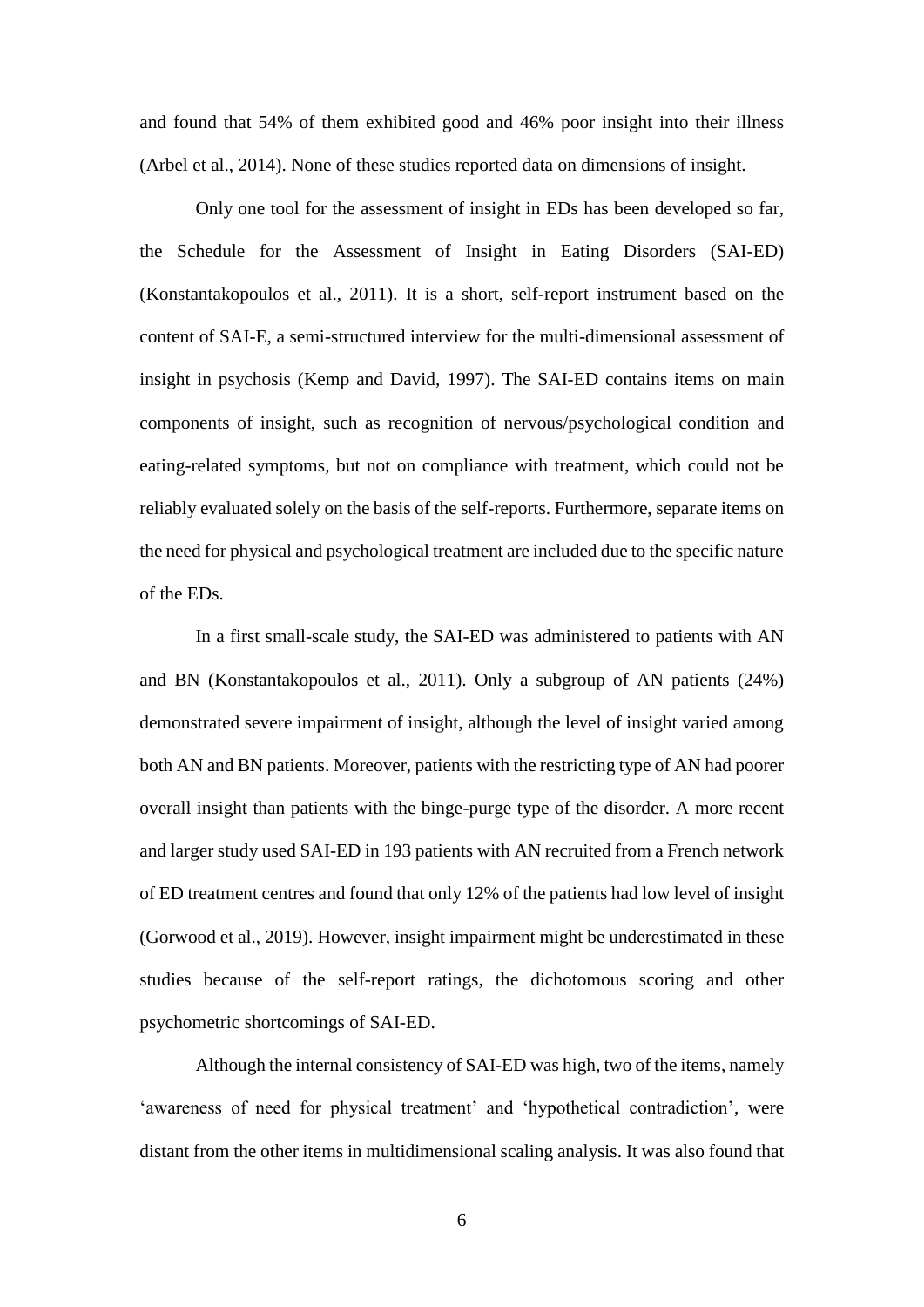and found that 54% of them exhibited good and 46% poor insight into their illness (Arbel et al., 2014). None of these studies reported data on dimensions of insight.

Only one tool for the assessment of insight in EDs has been developed so far, the Schedule for the Assessment of Insight in Eating Disorders (SAI-ED) (Konstantakopoulos et al., 2011). It is a short, self-report instrument based on the content of SAI-E, a semi-structured interview for the multi-dimensional assessment of insight in psychosis (Kemp and David, 1997). The SAI-ED contains items on main components of insight, such as recognition of nervous/psychological condition and eating-related symptoms, but not on compliance with treatment, which could not be reliably evaluated solely on the basis of the self-reports. Furthermore, separate items on the need for physical and psychological treatment are included due to the specific nature of the EDs.

In a first small-scale study, the SAI-ED was administered to patients with AN and BN (Konstantakopoulos et al., 2011). Only a subgroup of AN patients (24%) demonstrated severe impairment of insight, although the level of insight varied among both AN and BN patients. Moreover, patients with the restricting type of AN had poorer overall insight than patients with the binge-purge type of the disorder. A more recent and larger study used SAI-ED in 193 patients with AN recruited from a French network of ED treatment centres and found that only 12% of the patients had low level of insight (Gorwood et al., 2019). However, insight impairment might be underestimated in these studies because of the self-report ratings, the dichotomous scoring and other psychometric shortcomings of SAI-ED.

Although the internal consistency of SAI-ED was high, two of the items, namely 'awareness of need for physical treatment' and 'hypothetical contradiction', were distant from the other items in multidimensional scaling analysis. It was also found that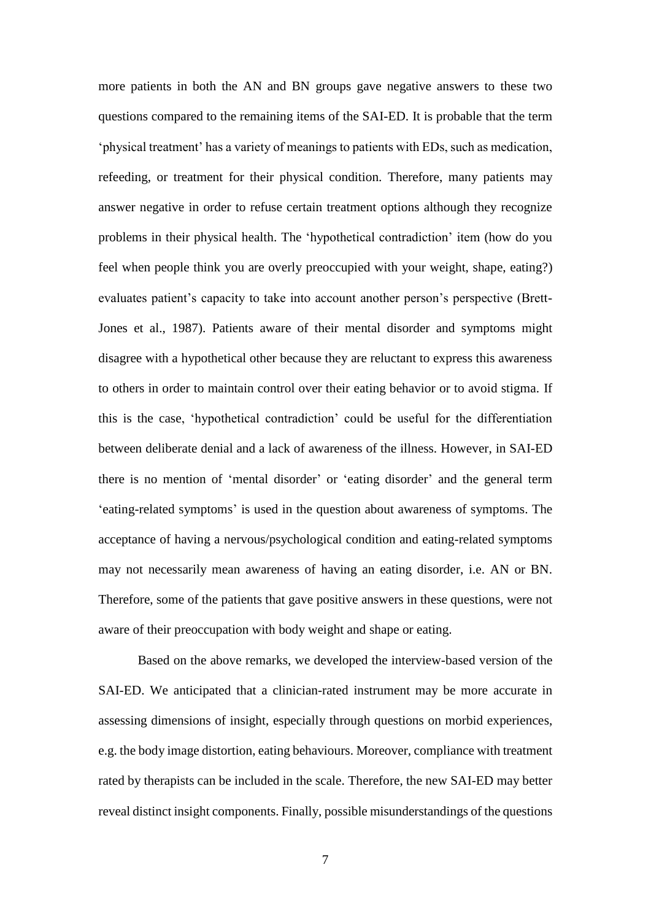more patients in both the AN and BN groups gave negative answers to these two questions compared to the remaining items of the SAI-ED. It is probable that the term 'physical treatment' has a variety of meanings to patients with EDs, such as medication, refeeding, or treatment for their physical condition. Therefore, many patients may answer negative in order to refuse certain treatment options although they recognize problems in their physical health. The 'hypothetical contradiction' item (how do you feel when people think you are overly preoccupied with your weight, shape, eating?) evaluates patient's capacity to take into account another person's perspective (Brett-Jones et al., 1987). Patients aware of their mental disorder and symptoms might disagree with a hypothetical other because they are reluctant to express this awareness to others in order to maintain control over their eating behavior or to avoid stigma. If this is the case, 'hypothetical contradiction' could be useful for the differentiation between deliberate denial and a lack of awareness of the illness. However, in SAI-ED there is no mention of 'mental disorder' or 'eating disorder' and the general term 'eating-related symptoms' is used in the question about awareness of symptoms. The acceptance of having a nervous/psychological condition and eating-related symptoms may not necessarily mean awareness of having an eating disorder, i.e. AN or BN. Therefore, some of the patients that gave positive answers in these questions, were not aware of their preoccupation with body weight and shape or eating.

Based on the above remarks, we developed the interview-based version of the SAI-ED. We anticipated that a clinician-rated instrument may be more accurate in assessing dimensions of insight, especially through questions on morbid experiences, e.g. the body image distortion, eating behaviours. Moreover, compliance with treatment rated by therapists can be included in the scale. Therefore, the new SAI-ED may better reveal distinct insight components. Finally, possible misunderstandings of the questions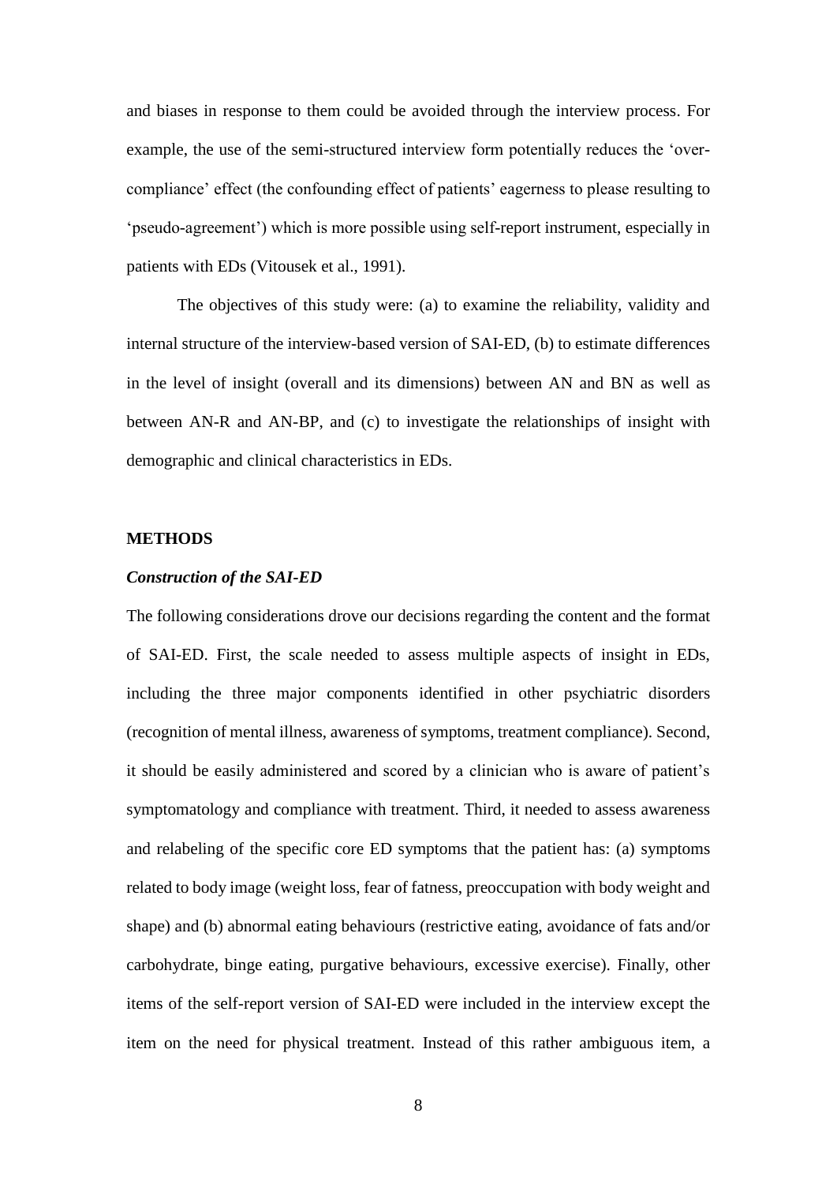and biases in response to them could be avoided through the interview process. For example, the use of the semi-structured interview form potentially reduces the 'over-compliance' effect (the confounding effect of patients' eagerness to please resulting to 'pseudo-agreement') which is more possible using self-report instrument, especially in patients with EDs (Vitousek et al., 1991).

The objectives of this study were: (a) to examine the reliability, validity and internal structure of the interview-based version of SAI-ED, (b) to estimate differences in the level of insight (overall and its dimensions) between AN and BN as well as between AN-R and AN-BP, and (c) to investigate the relationships of insight with demographic and clinical characteristics in EDs.

## METHODS

### *Construction of the SAI-ED*

The following considerations drove our decisions regarding the content and the format of SAI-ED. First, the scale needed to assess multiple aspects of insight in EDs, including the three major components identified in other psychiatric disorders (recognition of mental illness, awareness of symptoms, treatment compliance). Second, it should be easily administered and scored by a clinician who is aware of patient's symptomatology and compliance with treatment. Third, it needed to assess awareness and relabeling of the specific core ED symptoms that the patient has: (a) symptoms related to body image (weight loss, fear of fatness, preoccupation with body weight and shape) and (b) abnormal eating behaviours (restrictive eating, avoidance of fats and/or carbohydrate, binge eating, purgative behaviours, excessive exercise). Finally, other items of the self-report version of SAI-ED were included in the interview except the item on the need for physical treatment. Instead of this rather ambiguous item, a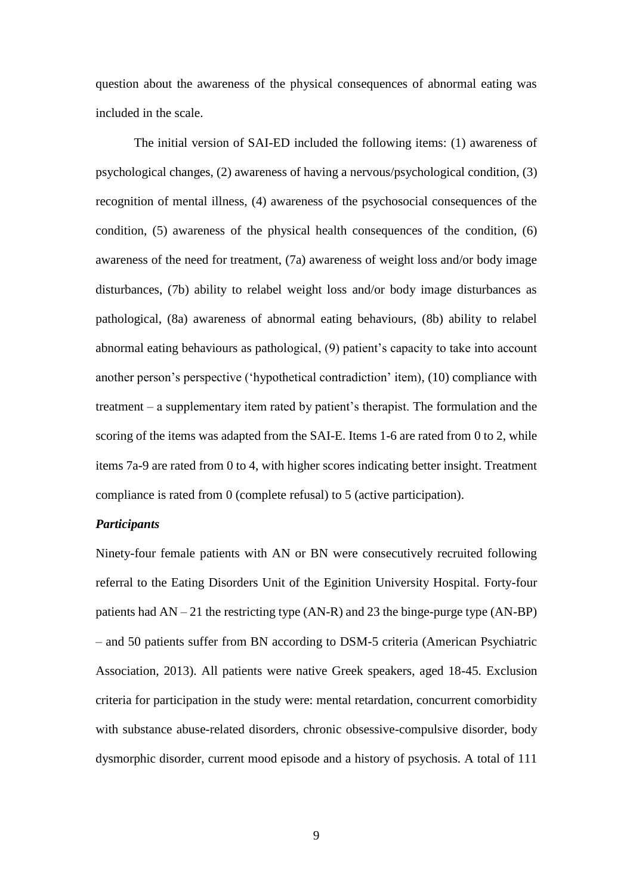question about the awareness of the physical consequences of abnormal eating was included in the scale.

The initial version of SAI-ED included the following items: (1) awareness of psychological changes, (2) awareness of having a nervous/psychological condition, (3) recognition of mental illness, (4) awareness of the psychosocial consequences of the condition, (5) awareness of the physical health consequences of the condition, (6) awareness of the need for treatment, (7a) awareness of weight loss and/or body image disturbances, (7b) ability to relabel weight loss and/or body image disturbances as pathological, (8a) awareness of abnormal eating behaviours, (8b) ability to relabel abnormal eating behaviours as pathological, (9) patient's capacity to take into account another person's perspective ('hypothetical contradiction' item), (10) compliance with treatment – a supplementary item rated by patient's therapist. The formulation and the scoring of the items was adapted from the SAI-E. Items 1-6 are rated from 0 to 2, while items 7a-9 are rated from 0 to 4, with higher scores indicating better insight. Treatment compliance is rated from 0 (complete refusal) to 5 (active participation).

### *Participants*

Ninety-four female patients with AN or BN were consecutively recruited following referral to the Eating Disorders Unit of the Eginition University Hospital. Forty-four patients had AN – 21 the restricting type (AN-R) and 23 the binge-purge type (AN-BP) – and 50 patients suffer from BN according to DSM-5 criteria (American Psychiatric Association, 2013). All patients were native Greek speakers, aged 18-45. Exclusion criteria for participation in the study were: mental retardation, concurrent comorbidity with substance abuse-related disorders, chronic obsessive-compulsive disorder, body dysmorphic disorder, current mood episode and a history of psychosis. A total of 111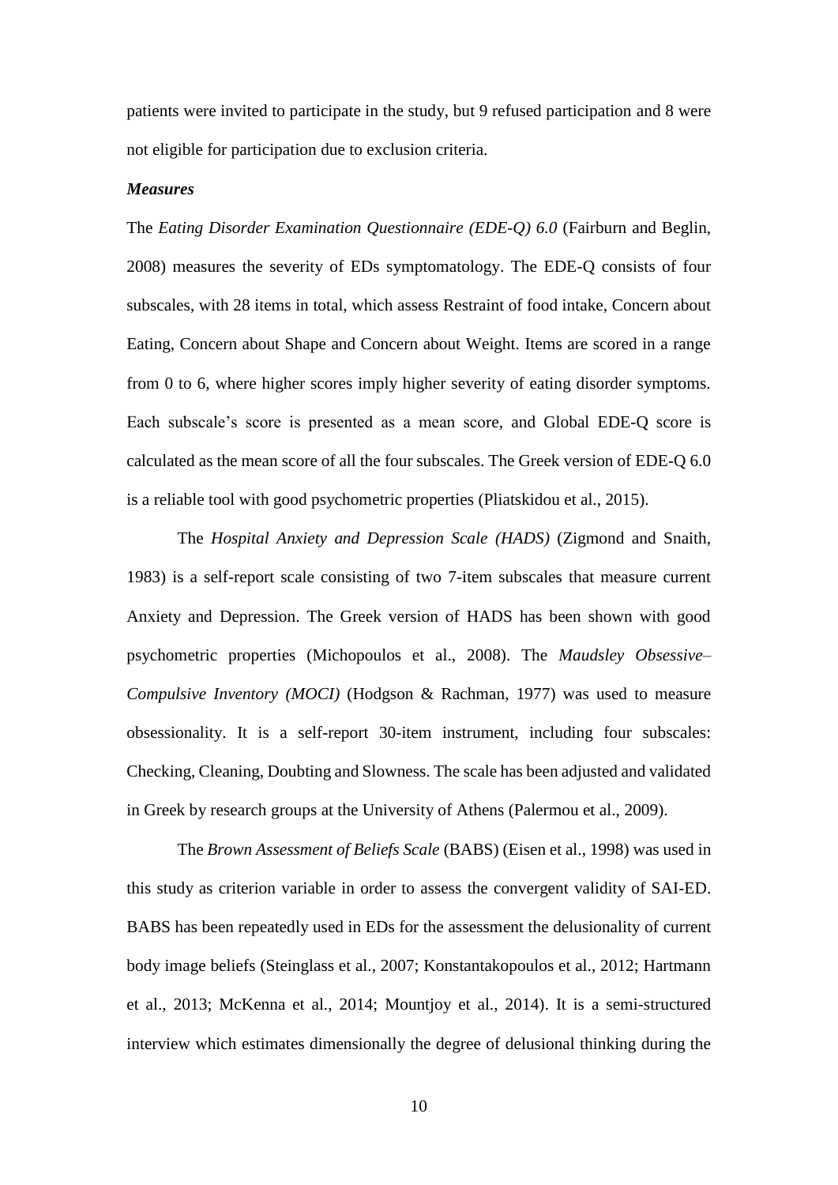patients were invited to participate in the study, but 9 refused participation and 8 were not eligible for participation due to exclusion criteria.

### *Measures*

The *Eating Disorder Examination Questionnaire (EDE-Q) 6.0* (Fairburn and Beglin, 2008) measures the severity of EDs symptomatology. The EDE-Q consists of four subscales, with 28 items in total, which assess Restraint of food intake, Concern about Eating, Concern about Shape and Concern about Weight. Items are scored in a range from 0 to 6, where higher scores imply higher severity of eating disorder symptoms. Each subscale's score is presented as a mean score, and Global EDE-Q score is calculated as the mean score of all the four subscales. The Greek version of EDE-Q 6.0 is a reliable tool with good psychometric properties (Pliatskidou et al., 2015).

The *Hospital Anxiety and Depression Scale (HADS)* (Zigmond and Snaith, 1983) is a self-report scale consisting of two 7-item subscales that measure current Anxiety and Depression. The Greek version of HADS has been shown with good psychometric properties (Michopoulos et al., 2008). The *Maudsley Obsessive–Compulsive Inventory (MOCI)* (Hodgson & Rachman, 1977) was used to measure obsessionality. It is a self-report 30-item instrument, including four subscales: Checking, Cleaning, Doubting and Slowness. The scale has been adjusted and validated in Greek by research groups at the University of Athens (Palermou et al., 2009).

The *Brown Assessment of Beliefs Scale* (BABS) (Eisen et al., 1998) was used in this study as criterion variable in order to assess the convergent validity of SAI-ED. BABS has been repeatedly used in EDs for the assessment the delusionality of current body image beliefs (Steinglass et al., 2007; Konstantakopoulos et al., 2012; Hartmann et al., 2013; McKenna et al., 2014; Mountjoy et al., 2014). It is a semi-structured interview which estimates dimensionally the degree of delusional thinking during the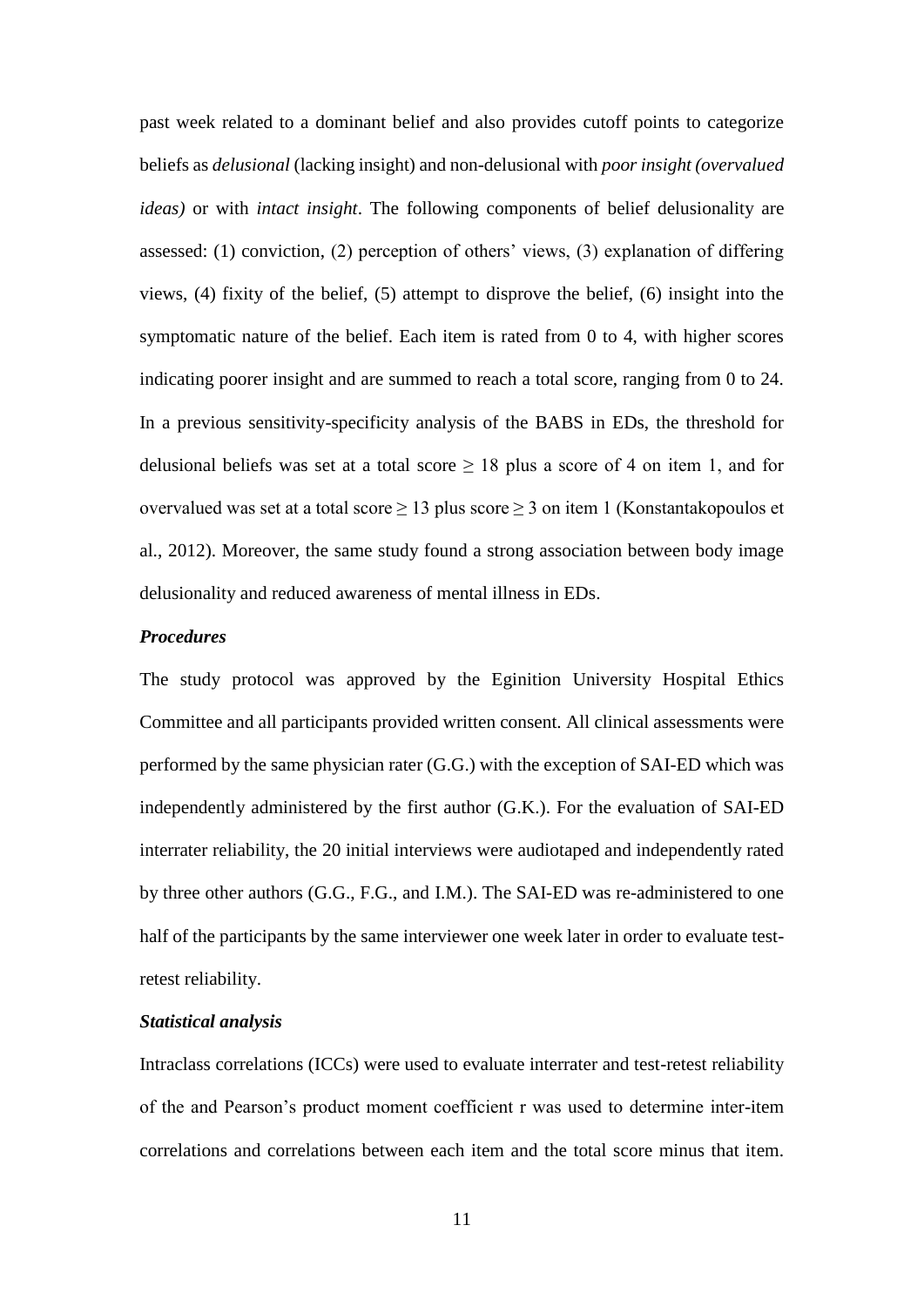past week related to a dominant belief and also provides cutoff points to categorize beliefs as *delusional* (lacking insight) and non-delusional with *poor insight (overvalued ideas)* or with *intact insight*. The following components of belief delusionality are assessed: (1) conviction, (2) perception of others' views, (3) explanation of differing views, (4) fixity of the belief, (5) attempt to disprove the belief, (6) insight into the symptomatic nature of the belief. Each item is rated from 0 to 4, with higher scores indicating poorer insight and are summed to reach a total score, ranging from 0 to 24. In a previous sensitivity-specificity analysis of the BABS in EDs, the threshold for delusional beliefs was set at a total score $\geq 18$ plus a score of 4 on item 1, and for overvalued was set at a total score $\geq 13$ plus score $\geq 3$ on item 1 (Konstantakopoulos et al., 2012). Moreover, the same study found a strong association between body image delusionality and reduced awareness of mental illness in EDs.

### *Procedures*

The study protocol was approved by the Eginition University Hospital Ethics Committee and all participants provided written consent. All clinical assessments were performed by the same physician rater (G.G.) with the exception of SAI-ED which was independently administered by the first author (G.K.). For the evaluation of SAI-ED interrater reliability, the 20 initial interviews were audiotaped and independently rated by three other authors (G.G., F.G., and I.M.). The SAI-ED was re-administered to one half of the participants by the same interviewer one week later in order to evaluate test-retest reliability.

### *Statistical analysis*

Intraclass correlations (ICCs) were used to evaluate interrater and test-retest reliability of the and Pearson's product moment coefficient r was used to determine inter-item correlations and correlations between each item and the total score minus that item.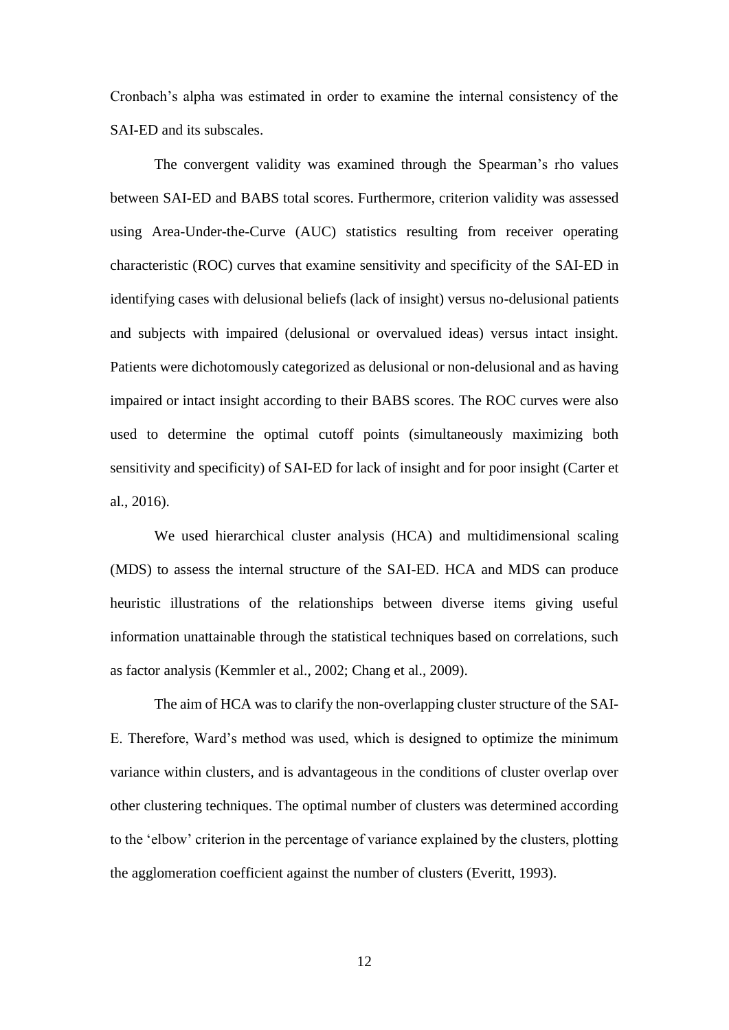Cronbach's alpha was estimated in order to examine the internal consistency of the SAI-ED and its subscales.

The convergent validity was examined through the Spearman's rho values between SAI-ED and BABS total scores. Furthermore, criterion validity was assessed using Area-Under-the-Curve (AUC) statistics resulting from receiver operating characteristic (ROC) curves that examine sensitivity and specificity of the SAI-ED in identifying cases with delusional beliefs (lack of insight) versus no-delusional patients and subjects with impaired (delusional or overvalued ideas) versus intact insight. Patients were dichotomously categorized as delusional or non-delusional and as having impaired or intact insight according to their BABS scores. The ROC curves were also used to determine the optimal cutoff points (simultaneously maximizing both sensitivity and specificity) of SAI-ED for lack of insight and for poor insight (Carter et al., 2016).

We used hierarchical cluster analysis (HCA) and multidimensional scaling (MDS) to assess the internal structure of the SAI-ED. HCA and MDS can produce heuristic illustrations of the relationships between diverse items giving useful information unattainable through the statistical techniques based on correlations, such as factor analysis (Kemmler et al., 2002; Chang et al., 2009).

The aim of HCA was to clarify the non-overlapping cluster structure of the SAI-E. Therefore, Ward's method was used, which is designed to optimize the minimum variance within clusters, and is advantageous in the conditions of cluster overlap over other clustering techniques. The optimal number of clusters was determined according to the 'elbow' criterion in the percentage of variance explained by the clusters, plotting the agglomeration coefficient against the number of clusters (Everitt, 1993).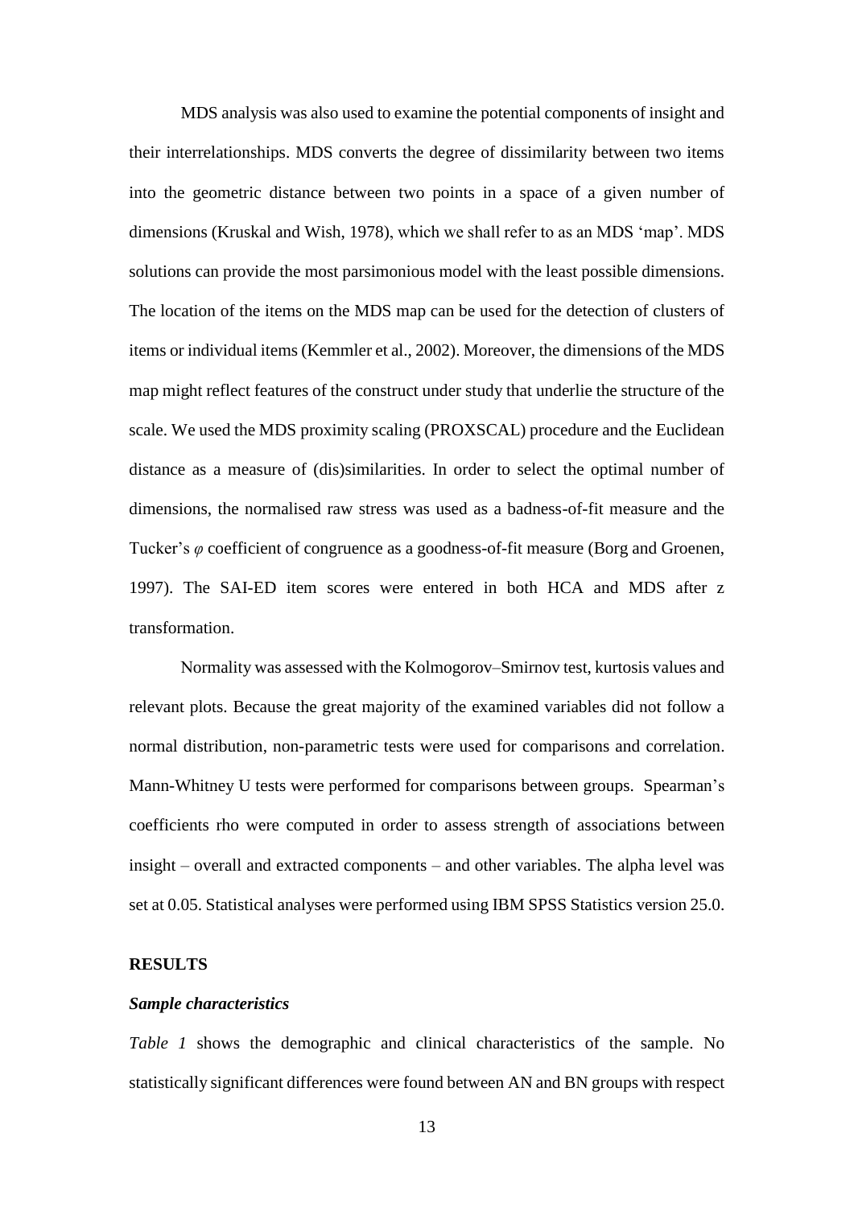MDS analysis was also used to examine the potential components of insight and their interrelationships. MDS converts the degree of dissimilarity between two items into the geometric distance between two points in a space of a given number of dimensions (Kruskal and Wish, 1978), which we shall refer to as an MDS 'map'. MDS solutions can provide the most parsimonious model with the least possible dimensions. The location of the items on the MDS map can be used for the detection of clusters of items or individual items (Kemmler et al., 2002). Moreover, the dimensions of the MDS map might reflect features of the construct under study that underlie the structure of the scale. We used the MDS proximity scaling (PROXSCAL) procedure and the Euclidean distance as a measure of (dis)similarities. In order to select the optimal number of dimensions, the normalised raw stress was used as a badness-of-fit measure and the Tucker's $\varphi$ coefficient of congruence as a goodness-of-fit measure (Borg and Groenen, 1997). The SAI-ED item scores were entered in both HCA and MDS after z transformation.

Normality was assessed with the Kolmogorov–Smirnov test, kurtosis values and relevant plots. Because the great majority of the examined variables did not follow a normal distribution, non-parametric tests were used for comparisons and correlation. Mann-Whitney U tests were performed for comparisons between groups. Spearman's coefficients rho were computed in order to assess strength of associations between insight – overall and extracted components – and other variables. The alpha level was set at 0.05. Statistical analyses were performed using IBM SPSS Statistics version 25.0.

## RESULTS

### *Sample characteristics*

*Table 1* shows the demographic and clinical characteristics of the sample. No statistically significant differences were found between AN and BN groups with respect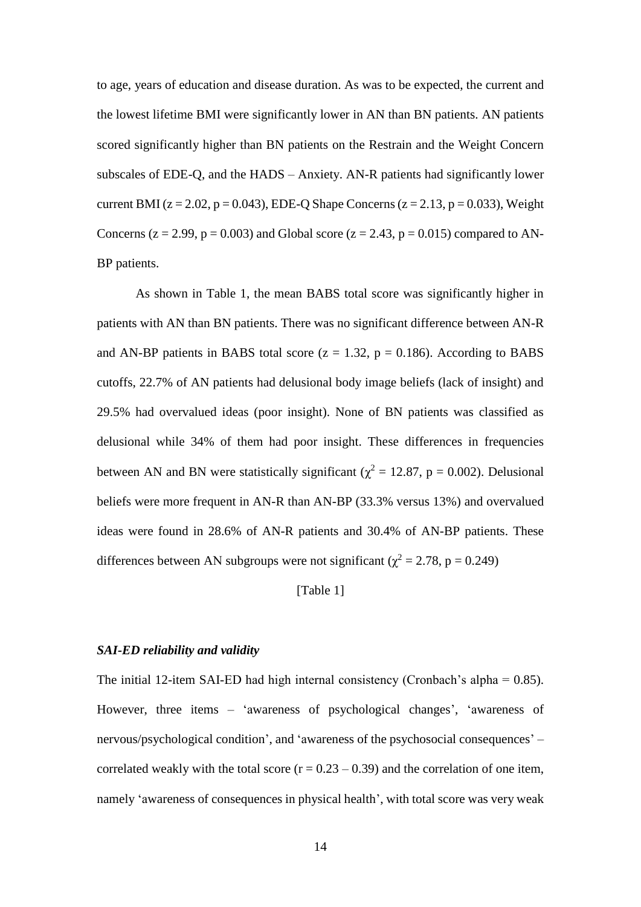to age, years of education and disease duration. As was to be expected, the current and the lowest lifetime BMI were significantly lower in AN than BN patients. AN patients scored significantly higher than BN patients on the Restrain and the Weight Concern subscales of EDE-Q, and the HADS – Anxiety. AN-R patients had significantly lower current BMI ($z = 2.02$, $p = 0.043$), EDE-Q Shape Concerns ($z = 2.13$, $p = 0.033$), Weight Concerns ($z = 2.99$, $p = 0.003$) and Global score ($z = 2.43$, $p = 0.015$) compared to AN-BP patients.

As shown in Table 1, the mean BABS total score was significantly higher in patients with AN than BN patients. There was no significant difference between AN-R and AN-BP patients in BABS total score ($z = 1.32$, $p = 0.186$). According to BABS cutoffs, 22.7% of AN patients had delusional body image beliefs (lack of insight) and 29.5% had overvalued ideas (poor insight). None of BN patients was classified as delusional while 34% of them had poor insight. These differences in frequencies between AN and BN were statistically significant ($\chi^2 = 12.87$, $p = 0.002$). Delusional beliefs were more frequent in AN-R than AN-BP (33.3% versus 13%) and overvalued ideas were found in 28.6% of AN-R patients and 30.4% of AN-BP patients. These differences between AN subgroups were not significant ($\chi^2 = 2.78$, $p = 0.249$)

[Table 1]

### *SAI-ED reliability and validity*

The initial 12-item SAI-ED had high internal consistency (Cronbach's alpha = 0.85). However, three items – 'awareness of psychological changes', 'awareness of nervous/psychological condition', and 'awareness of the psychosocial consequences' – correlated weakly with the total score ($r = 0.23 – 0.39$) and the correlation of one item, namely 'awareness of consequences in physical health', with total score was very weak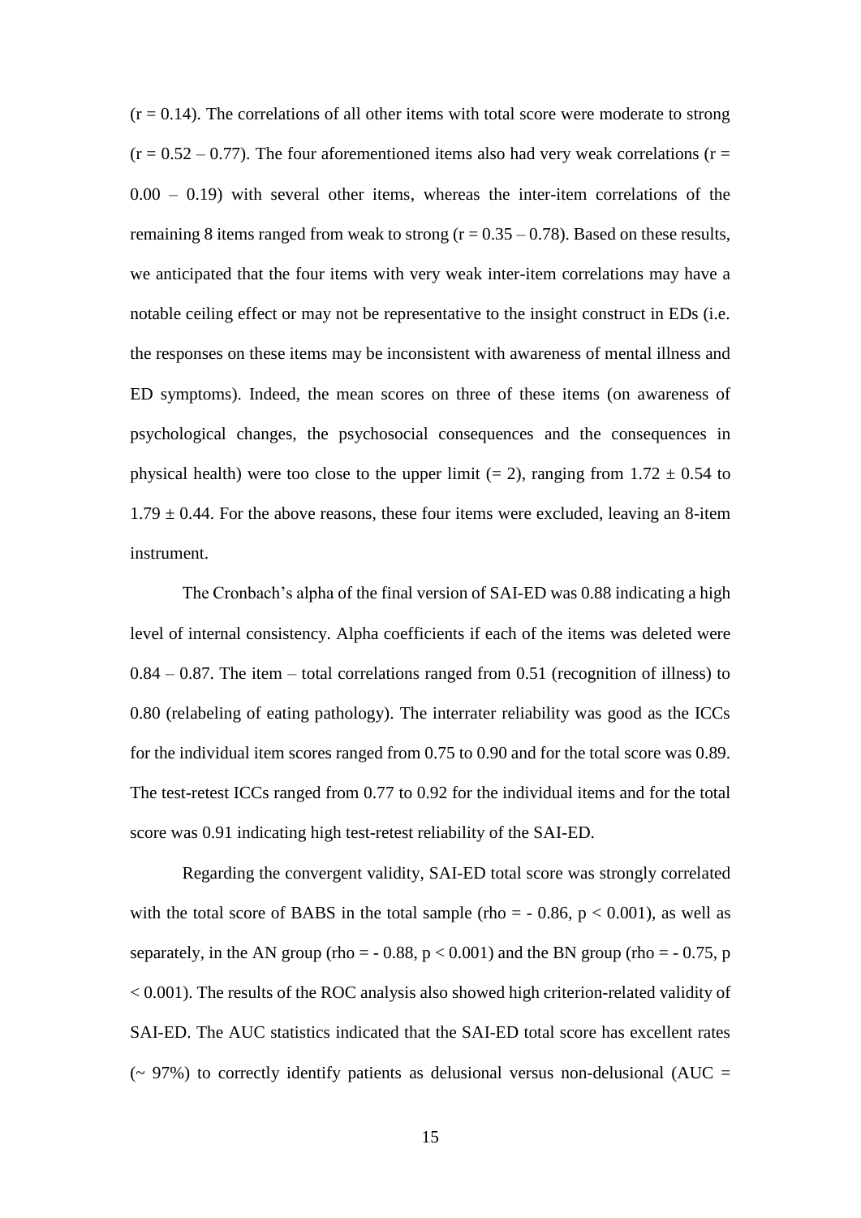($r = 0.14$). The correlations of all other items with total score were moderate to strong ($r = 0.52 – 0.77$). The four aforementioned items also had very weak correlations ($r = 0.00 – 0.19$) with several other items, whereas the inter-item correlations of the remaining 8 items ranged from weak to strong ($r = 0.35 – 0.78$). Based on these results, we anticipated that the four items with very weak inter-item correlations may have a notable ceiling effect or may not be representative to the insight construct in EDs (i.e. the responses on these items may be inconsistent with awareness of mental illness and ED symptoms). Indeed, the mean scores on three of these items (on awareness of psychological changes, the psychosocial consequences and the consequences in physical health) were too close to the upper limit (= 2), ranging from $1.72 \pm 0.54$ to $1.79 \pm 0.44$. For the above reasons, these four items were excluded, leaving an 8-item instrument.

The Cronbach's alpha of the final version of SAI-ED was 0.88 indicating a high level of internal consistency. Alpha coefficients if each of the items was deleted were 0.84 – 0.87. The item – total correlations ranged from 0.51 (recognition of illness) to 0.80 (relabeling of eating pathology). The interrater reliability was good as the ICCs for the individual item scores ranged from 0.75 to 0.90 and for the total score was 0.89. The test-retest ICCs ranged from 0.77 to 0.92 for the individual items and for the total score was 0.91 indicating high test-retest reliability of the SAI-ED.

Regarding the convergent validity, SAI-ED total score was strongly correlated with the total score of BABS in the total sample ($rho = - 0.86$, $p < 0.001$), as well as separately, in the AN group ($rho = - 0.88$, $p < 0.001$) and the BN group ($rho = - 0.75$, $p < 0.001$). The results of the ROC analysis also showed high criterion-related validity of SAI-ED. The AUC statistics indicated that the SAI-ED total score has excellent rates (~ 97%) to correctly identify patients as delusional versus non-delusional (AUC =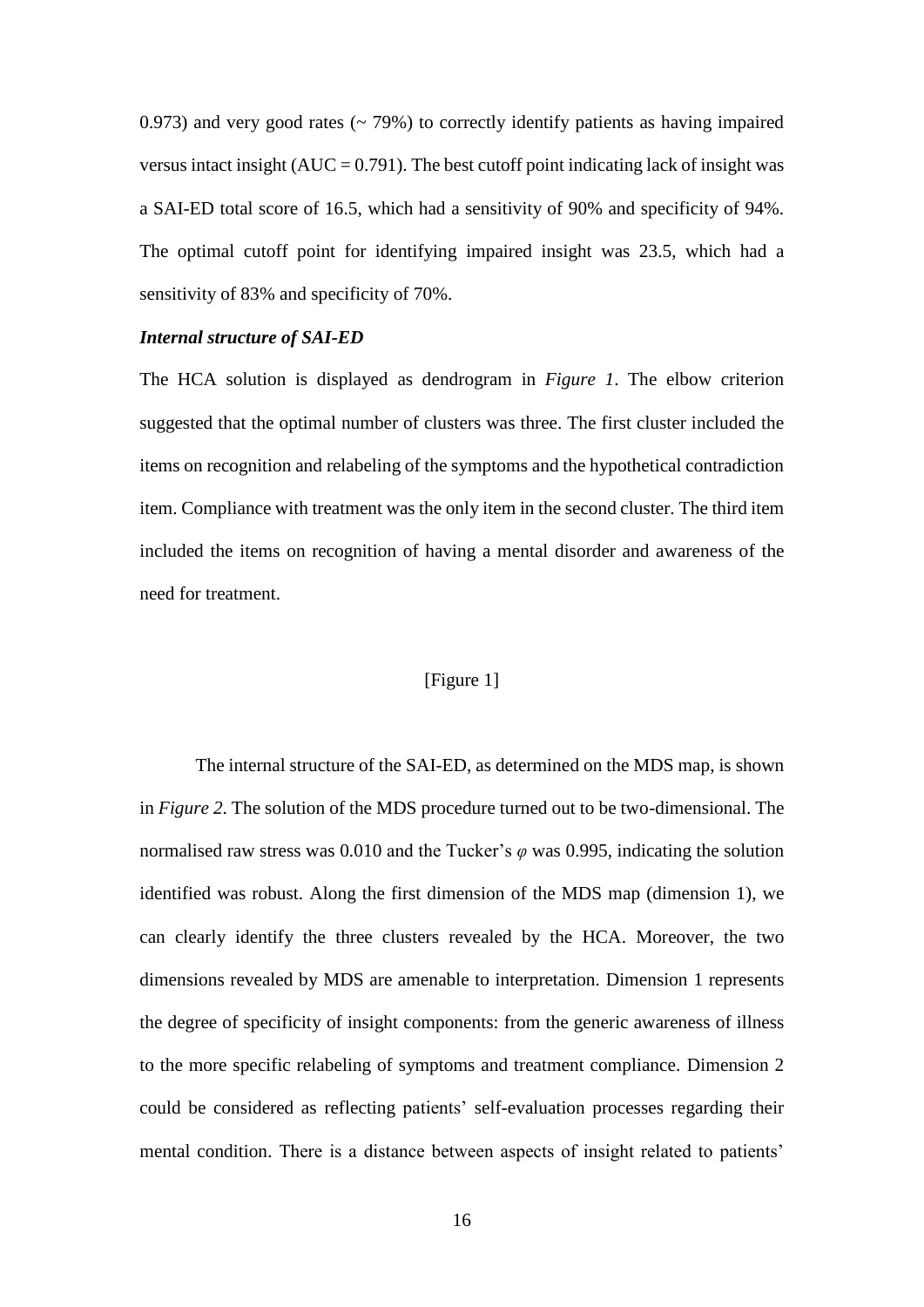0.973) and very good rates (~ 79%) to correctly identify patients as having impaired versus intact insight (AUC = 0.791). The best cutoff point indicating lack of insight was a SAI-ED total score of 16.5, which had a sensitivity of 90% and specificity of 94%. The optimal cutoff point for identifying impaired insight was 23.5, which had a sensitivity of 83% and specificity of 70%.

***Internal structure of SAI-ED***

The HCA solution is displayed as dendrogram in *Figure 1*. The elbow criterion suggested that the optimal number of clusters was three. The first cluster included the items on recognition and relabeling of the symptoms and the hypothetical contradiction item. Compliance with treatment was the only item in the second cluster. The third item included the items on recognition of having a mental disorder and awareness of the need for treatment.

[Figure 1]

The internal structure of the SAI-ED, as determined on the MDS map, is shown in *Figure 2*. The solution of the MDS procedure turned out to be two-dimensional. The normalised raw stress was 0.010 and the Tucker's $\varphi$ was 0.995, indicating the solution identified was robust. Along the first dimension of the MDS map (dimension 1), we can clearly identify the three clusters revealed by the HCA. Moreover, the two dimensions revealed by MDS are amenable to interpretation. Dimension 1 represents the degree of specificity of insight components: from the generic awareness of illness to the more specific relabeling of symptoms and treatment compliance. Dimension 2 could be considered as reflecting patients' self-evaluation processes regarding their mental condition. There is a distance between aspects of insight related to patients'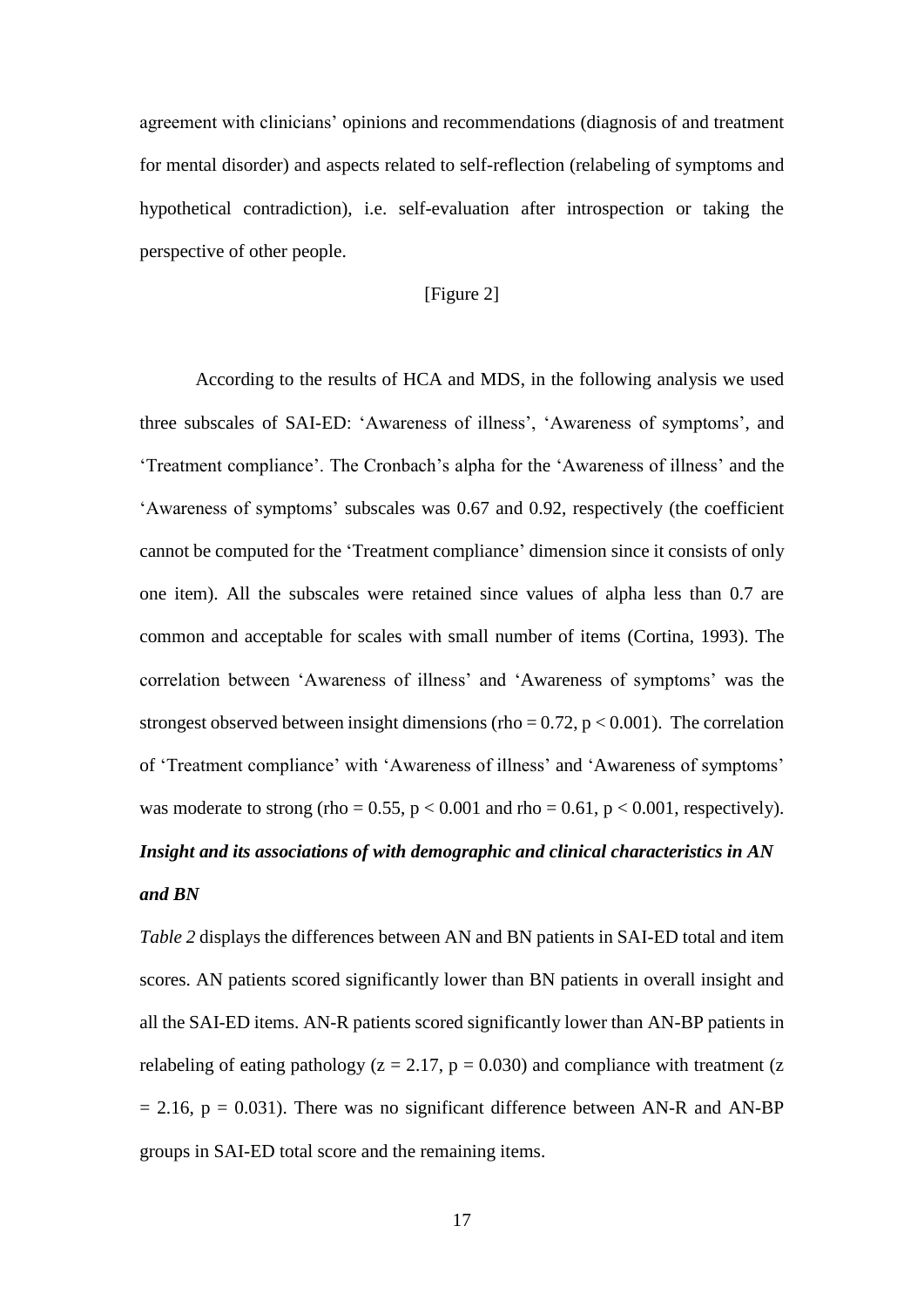agreement with clinicians' opinions and recommendations (diagnosis of and treatment for mental disorder) and aspects related to self-reflection (relabeling of symptoms and hypothetical contradiction), i.e. self-evaluation after introspection or taking the perspective of other people.

[Figure 2]

According to the results of HCA and MDS, in the following analysis we used three subscales of SAI-ED: 'Awareness of illness', 'Awareness of symptoms', and 'Treatment compliance'. The Cronbach's alpha for the 'Awareness of illness' and the 'Awareness of symptoms' subscales was 0.67 and 0.92, respectively (the coefficient cannot be computed for the 'Treatment compliance' dimension since it consists of only one item). All the subscales were retained since values of alpha less than 0.7 are common and acceptable for scales with small number of items (Cortina, 1993). The correlation between 'Awareness of illness' and 'Awareness of symptoms' was the strongest observed between insight dimensions (rho = 0.72, $p < 0.001$). The correlation of 'Treatment compliance' with 'Awareness of illness' and 'Awareness of symptoms' was moderate to strong (rho = 0.55, $p < 0.001$ and rho = 0.61, $p < 0.001$, respectively).

***Insight and its associations of with demographic and clinical characteristics in AN and BN***

*Table 2* displays the differences between AN and BN patients in SAI-ED total and item scores. AN patients scored significantly lower than BN patients in overall insight and all the SAI-ED items. AN-R patients scored significantly lower than AN-BP patients in relabeling of eating pathology ($z = 2.17$, $p = 0.030$) and compliance with treatment ($z = 2.16$, $p = 0.031$). There was no significant difference between AN-R and AN-BP groups in SAI-ED total score and the remaining items.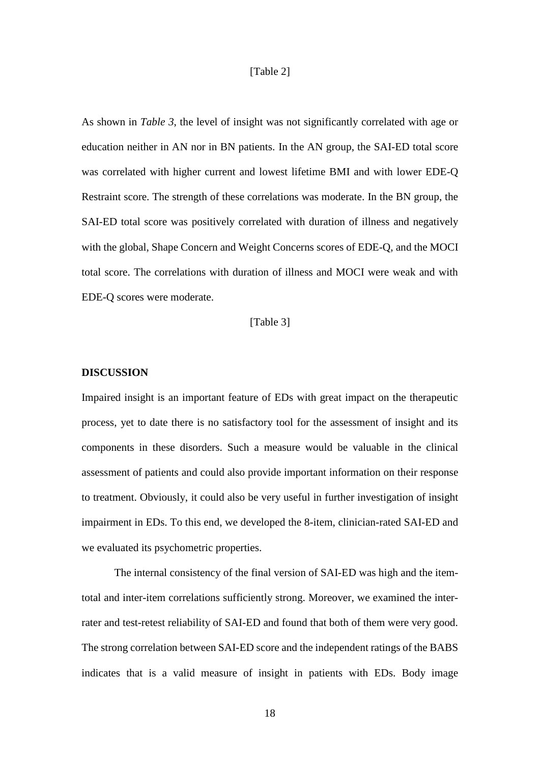[Table 2]

As shown in *Table 3*, the level of insight was not significantly correlated with age or education neither in AN nor in BN patients. In the AN group, the SAI-ED total score was correlated with higher current and lowest lifetime BMI and with lower EDE-Q Restraint score. The strength of these correlations was moderate. In the BN group, the SAI-ED total score was positively correlated with duration of illness and negatively with the global, Shape Concern and Weight Concerns scores of EDE-Q, and the MOCI total score. The correlations with duration of illness and MOCI were weak and with EDE-Q scores were moderate.

[Table 3]

**DISCUSSION**

Impaired insight is an important feature of EDs with great impact on the therapeutic process, yet to date there is no satisfactory tool for the assessment of insight and its components in these disorders. Such a measure would be valuable in the clinical assessment of patients and could also provide important information on their response to treatment. Obviously, it could also be very useful in further investigation of insight impairment in EDs. To this end, we developed the 8-item, clinician-rated SAI-ED and we evaluated its psychometric properties.

The internal consistency of the final version of SAI-ED was high and the item-total and inter-item correlations sufficiently strong. Moreover, we examined the inter-rater and test-retest reliability of SAI-ED and found that both of them were very good. The strong correlation between SAI-ED score and the independent ratings of the BABS indicates that is a valid measure of insight in patients with EDs. Body image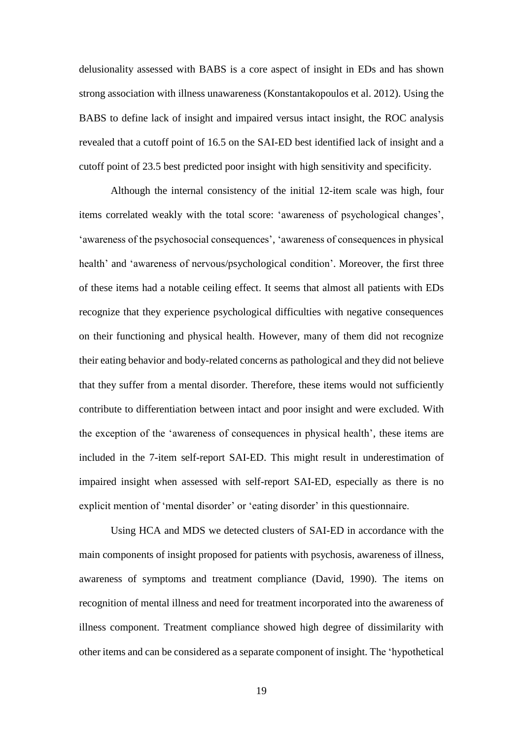delusionality assessed with BABS is a core aspect of insight in EDs and has shown strong association with illness unawareness (Konstantakopoulos et al. 2012). Using the BABS to define lack of insight and impaired versus intact insight, the ROC analysis revealed that a cutoff point of 16.5 on the SAI-ED best identified lack of insight and a cutoff point of 23.5 best predicted poor insight with high sensitivity and specificity.

Although the internal consistency of the initial 12-item scale was high, four items correlated weakly with the total score: 'awareness of psychological changes', 'awareness of the psychosocial consequences', 'awareness of consequences in physical health' and 'awareness of nervous/psychological condition'. Moreover, the first three of these items had a notable ceiling effect. It seems that almost all patients with EDs recognize that they experience psychological difficulties with negative consequences on their functioning and physical health. However, many of them did not recognize their eating behavior and body-related concerns as pathological and they did not believe that they suffer from a mental disorder. Therefore, these items would not sufficiently contribute to differentiation between intact and poor insight and were excluded. With the exception of the 'awareness of consequences in physical health', these items are included in the 7-item self-report SAI-ED. This might result in underestimation of impaired insight when assessed with self-report SAI-ED, especially as there is no explicit mention of 'mental disorder' or 'eating disorder' in this questionnaire.

Using HCA and MDS we detected clusters of SAI-ED in accordance with the main components of insight proposed for patients with psychosis, awareness of illness, awareness of symptoms and treatment compliance (David, 1990). The items on recognition of mental illness and need for treatment incorporated into the awareness of illness component. Treatment compliance showed high degree of dissimilarity with other items and can be considered as a separate component of insight. The 'hypothetical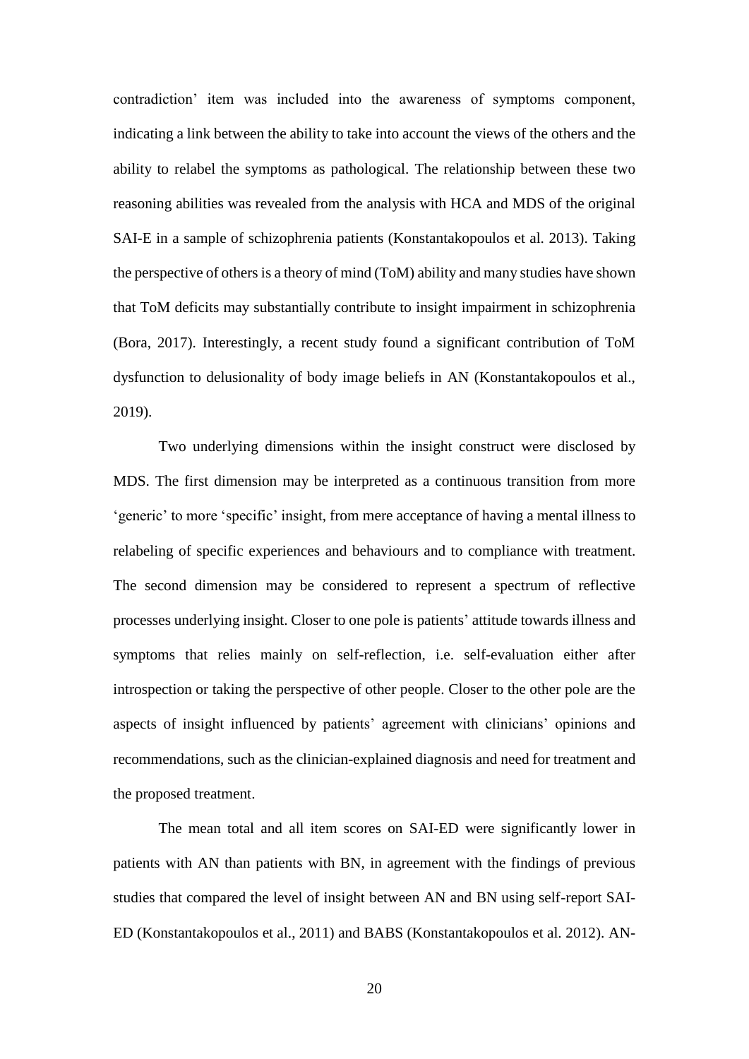contradiction' item was included into the awareness of symptoms component, indicating a link between the ability to take into account the views of the others and the ability to relabel the symptoms as pathological. The relationship between these two reasoning abilities was revealed from the analysis with HCA and MDS of the original SAI-E in a sample of schizophrenia patients (Konstantakopoulos et al. 2013). Taking the perspective of others is a theory of mind (ToM) ability and many studies have shown that ToM deficits may substantially contribute to insight impairment in schizophrenia (Bora, 2017). Interestingly, a recent study found a significant contribution of ToM dysfunction to delusionality of body image beliefs in AN (Konstantakopoulos et al., 2019).

Two underlying dimensions within the insight construct were disclosed by MDS. The first dimension may be interpreted as a continuous transition from more 'generic' to more 'specific' insight, from mere acceptance of having a mental illness to relabeling of specific experiences and behaviours and to compliance with treatment. The second dimension may be considered to represent a spectrum of reflective processes underlying insight. Closer to one pole is patients' attitude towards illness and symptoms that relies mainly on self-reflection, i.e. self-evaluation either after introspection or taking the perspective of other people. Closer to the other pole are the aspects of insight influenced by patients' agreement with clinicians' opinions and recommendations, such as the clinician-explained diagnosis and need for treatment and the proposed treatment.

The mean total and all item scores on SAI-ED were significantly lower in patients with AN than patients with BN, in agreement with the findings of previous studies that compared the level of insight between AN and BN using self-report SAI-ED (Konstantakopoulos et al., 2011) and BABS (Konstantakopoulos et al. 2012). AN-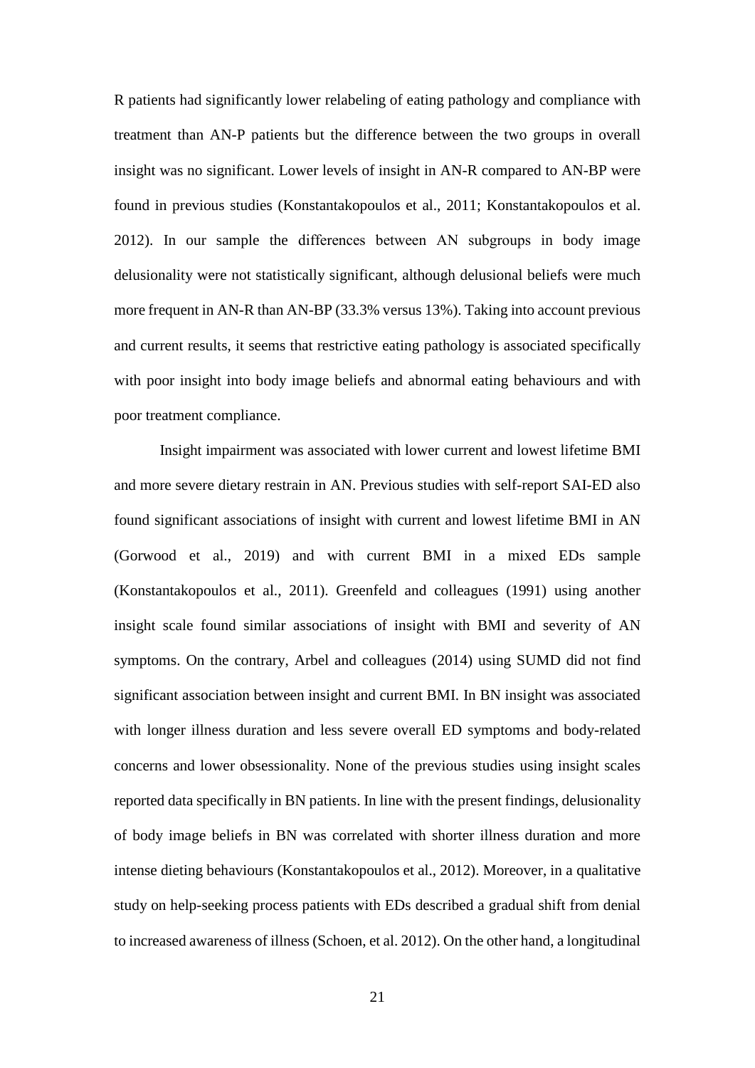R patients had significantly lower relabeling of eating pathology and compliance with treatment than AN-P patients but the difference between the two groups in overall insight was no significant. Lower levels of insight in AN-R compared to AN-BP were found in previous studies (Konstantakopoulos et al., 2011; Konstantakopoulos et al. 2012). In our sample the differences between AN subgroups in body image delusionality were not statistically significant, although delusional beliefs were much more frequent in AN-R than AN-BP (33.3% versus 13%). Taking into account previous and current results, it seems that restrictive eating pathology is associated specifically with poor insight into body image beliefs and abnormal eating behaviours and with poor treatment compliance.

Insight impairment was associated with lower current and lowest lifetime BMI and more severe dietary restrain in AN. Previous studies with self-report SAI-ED also found significant associations of insight with current and lowest lifetime BMI in AN (Gorwood et al., 2019) and with current BMI in a mixed EDs sample (Konstantakopoulos et al., 2011). Greenfeld and colleagues (1991) using another insight scale found similar associations of insight with BMI and severity of AN symptoms. On the contrary, Arbel and colleagues (2014) using SUMD did not find significant association between insight and current BMI. In BN insight was associated with longer illness duration and less severe overall ED symptoms and body-related concerns and lower obsessionality. None of the previous studies using insight scales reported data specifically in BN patients. In line with the present findings, delusionality of body image beliefs in BN was correlated with shorter illness duration and more intense dieting behaviours (Konstantakopoulos et al., 2012). Moreover, in a qualitative study on help-seeking process patients with EDs described a gradual shift from denial to increased awareness of illness (Schoen, et al. 2012). On the other hand, a longitudinal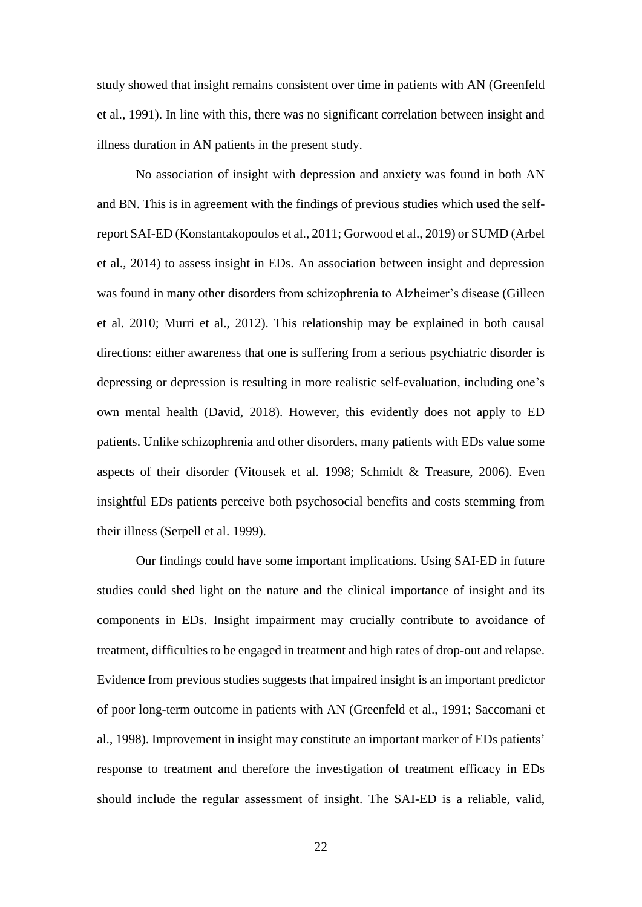study showed that insight remains consistent over time in patients with AN (Greenfeld et al., 1991). In line with this, there was no significant correlation between insight and illness duration in AN patients in the present study.

No association of insight with depression and anxiety was found in both AN and BN. This is in agreement with the findings of previous studies which used the self-report SAI-ED (Konstantakopoulos et al., 2011; Gorwood et al., 2019) or SUMD (Arbel et al., 2014) to assess insight in EDs. An association between insight and depression was found in many other disorders from schizophrenia to Alzheimer's disease (Gilleen et al. 2010; Murri et al., 2012). This relationship may be explained in both causal directions: either awareness that one is suffering from a serious psychiatric disorder is depressing or depression is resulting in more realistic self-evaluation, including one's own mental health (David, 2018). However, this evidently does not apply to ED patients. Unlike schizophrenia and other disorders, many patients with EDs value some aspects of their disorder (Vitousek et al. 1998; Schmidt & Treasure, 2006). Even insightful EDs patients perceive both psychosocial benefits and costs stemming from their illness (Serpell et al. 1999).

Our findings could have some important implications. Using SAI-ED in future studies could shed light on the nature and the clinical importance of insight and its components in EDs. Insight impairment may crucially contribute to avoidance of treatment, difficulties to be engaged in treatment and high rates of drop-out and relapse. Evidence from previous studies suggests that impaired insight is an important predictor of poor long-term outcome in patients with AN (Greenfeld et al., 1991; Saccomani et al., 1998). Improvement in insight may constitute an important marker of EDs patients' response to treatment and therefore the investigation of treatment efficacy in EDs should include the regular assessment of insight. The SAI-ED is a reliable, valid,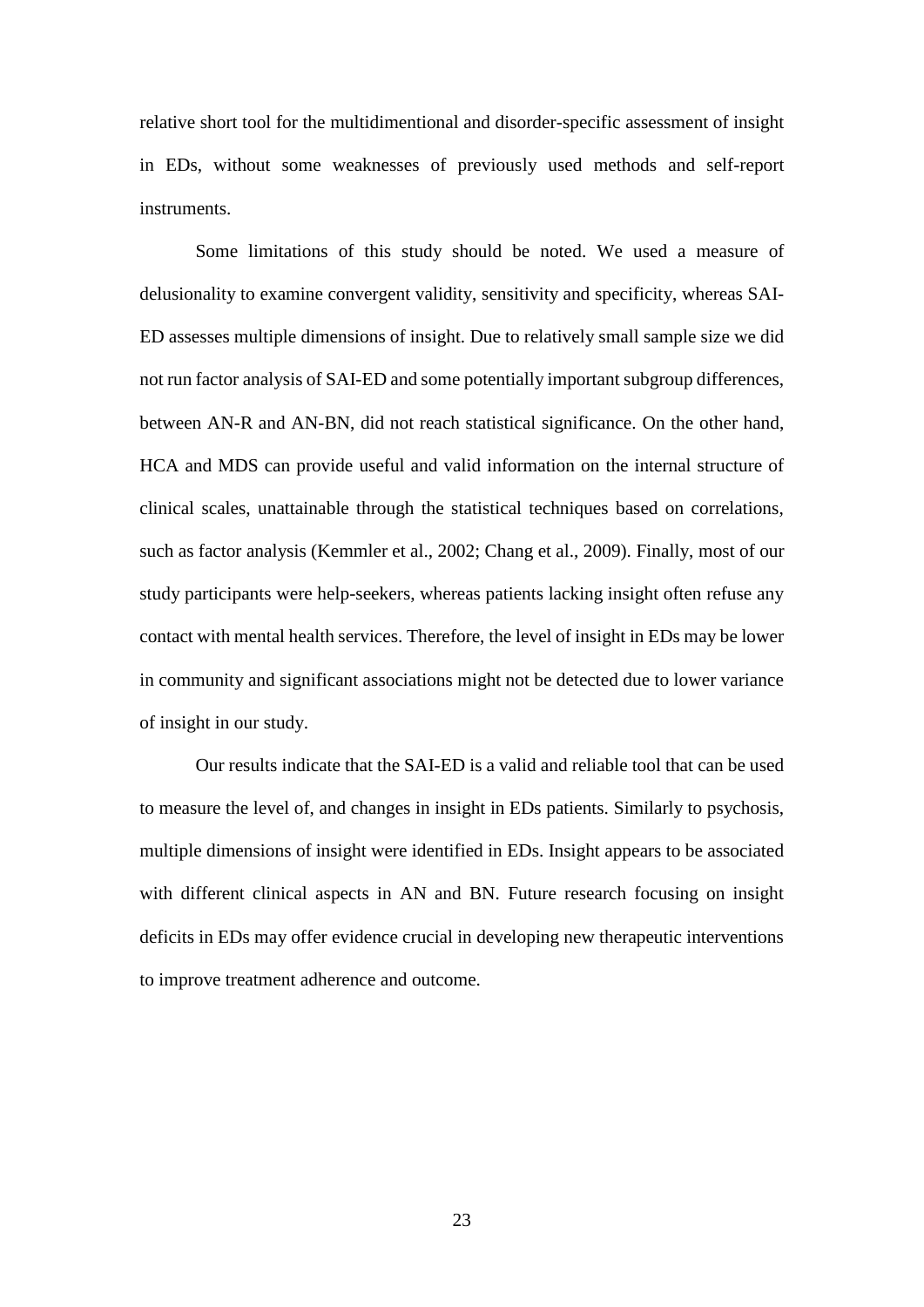relative short tool for the multidimentional and disorder-specific assessment of insight in EDs, without some weaknesses of previously used methods and self-report instruments.

Some limitations of this study should be noted. We used a measure of delusionality to examine convergent validity, sensitivity and specificity, whereas SAI-ED assesses multiple dimensions of insight. Due to relatively small sample size we did not run factor analysis of SAI-ED and some potentially important subgroup differences, between AN-R and AN-BN, did not reach statistical significance. On the other hand, HCA and MDS can provide useful and valid information on the internal structure of clinical scales, unattainable through the statistical techniques based on correlations, such as factor analysis (Kemmler et al., 2002; Chang et al., 2009). Finally, most of our study participants were help-seekers, whereas patients lacking insight often refuse any contact with mental health services. Therefore, the level of insight in EDs may be lower in community and significant associations might not be detected due to lower variance of insight in our study.

Our results indicate that the SAI-ED is a valid and reliable tool that can be used to measure the level of, and changes in insight in EDs patients. Similarly to psychosis, multiple dimensions of insight were identified in EDs. Insight appears to be associated with different clinical aspects in AN and BN. Future research focusing on insight deficits in EDs may offer evidence crucial in developing new therapeutic interventions to improve treatment adherence and outcome.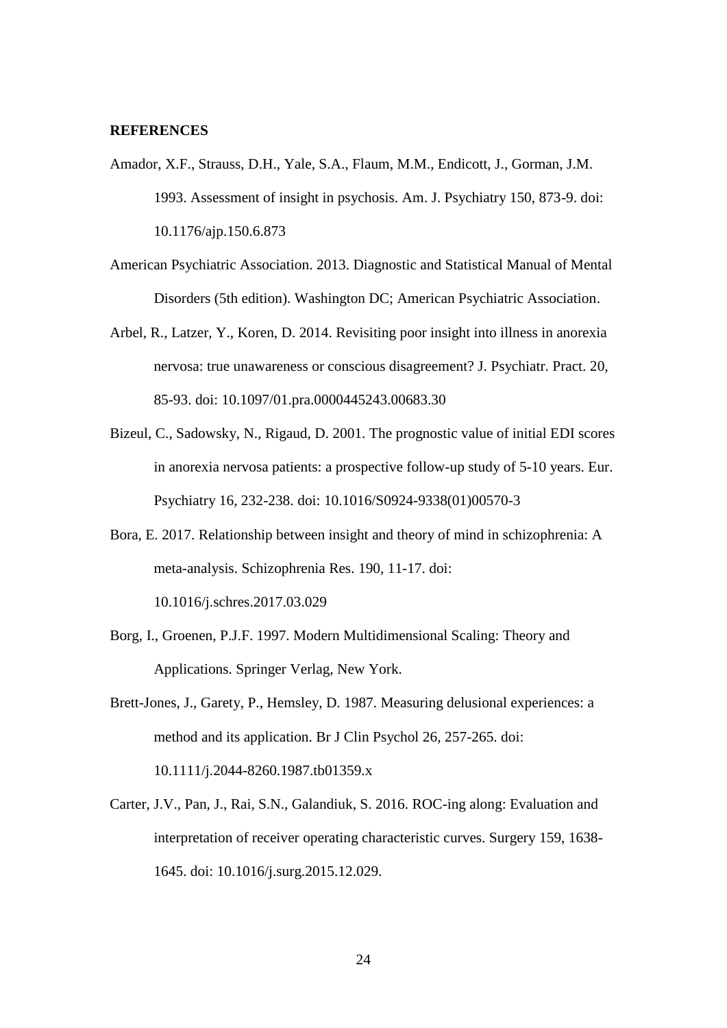## REFERENCES

Amador, X.F., Strauss, D.H., Yale, S.A., Flaum, M.M., Endicott, J., Gorman, J.M. 1993. Assessment of insight in psychosis. Am. J. Psychiatry 150, 873-9. doi: 10.1176/ajp.150.6.873

American Psychiatric Association. 2013. Diagnostic and Statistical Manual of Mental Disorders (5th edition). Washington DC; American Psychiatric Association.

Arbel, R., Latzer, Y., Koren, D. 2014. Revisiting poor insight into illness in anorexia nervosa: true unawareness or conscious disagreement? J. Psychiatr. Pract. 20, 85-93. doi: 10.1097/01.pra.0000445243.00683.30

Bizeul, C., Sadowsky, N., Rigaud, D. 2001. The prognostic value of initial EDI scores in anorexia nervosa patients: a prospective follow-up study of 5-10 years. Eur. Psychiatry 16, 232-238. doi: 10.1016/S0924-9338(01)00570-3

Bora, E. 2017. Relationship between insight and theory of mind in schizophrenia: A meta-analysis. Schizophrenia Res. 190, 11-17. doi: 10.1016/j.schres.2017.03.029

Borg, I., Groenen, P.J.F. 1997. Modern Multidimensional Scaling: Theory and Applications. Springer Verlag, New York.

Brett-Jones, J., Garety, P., Hemsley, D. 1987. Measuring delusional experiences: a method and its application. Br J Clin Psychol 26, 257-265. doi: 10.1111/j.2044-8260.1987.tb01359.x

Carter, J.V., Pan, J., Rai, S.N., Galandiuk, S. 2016. ROC-ing along: Evaluation and interpretation of receiver operating characteristic curves. Surgery 159, 1638-1645. doi: 10.1016/j.surg.2015.12.029.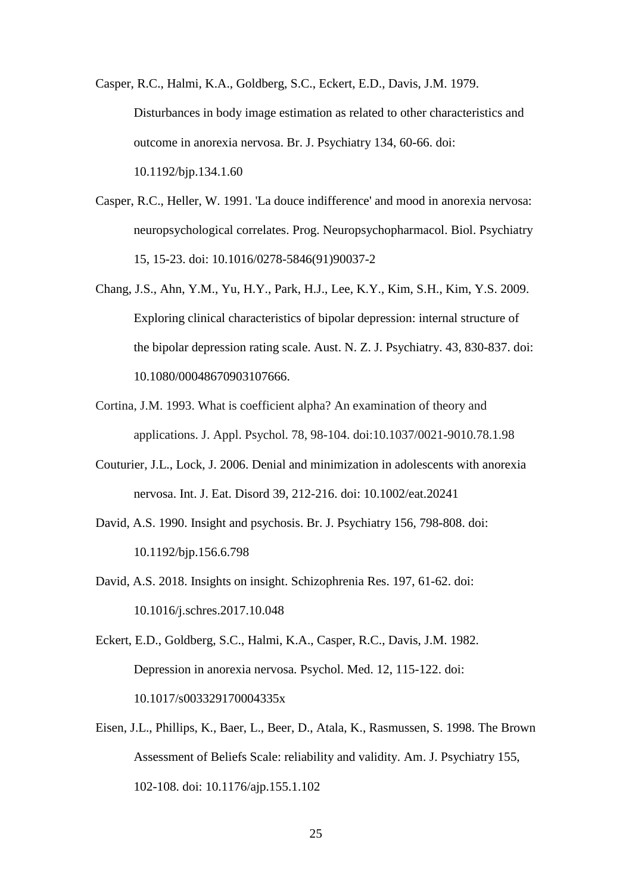Casper, R.C., Halmi, K.A., Goldberg, S.C., Eckert, E.D., Davis, J.M. 1979. Disturbances in body image estimation as related to other characteristics and outcome in anorexia nervosa. Br. J. Psychiatry 134, 60-66. doi: 10.1192/bjp.134.1.60

Casper, R.C., Heller, W. 1991. 'La douce indifference' and mood in anorexia nervosa: neuropsychological correlates. Prog. Neuropsychopharmacol. Biol. Psychiatry 15, 15-23. doi: 10.1016/0278-5846(91)90037-2

Chang, J.S., Ahn, Y.M., Yu, H.Y., Park, H.J., Lee, K.Y., Kim, S.H., Kim, Y.S. 2009. Exploring clinical characteristics of bipolar depression: internal structure of the bipolar depression rating scale. Aust. N. Z. J. Psychiatry. 43, 830-837. doi: 10.1080/00048670903107666.

Cortina, J.M. 1993. What is coefficient alpha? An examination of theory and applications. J. Appl. Psychol. 78, 98-104. doi:10.1037/0021-9010.78.1.98

Couturier, J.L., Lock, J. 2006. Denial and minimization in adolescents with anorexia nervosa. Int. J. Eat. Disord 39, 212-216. doi: 10.1002/eat.20241

David, A.S. 1990. Insight and psychosis. Br. J. Psychiatry 156, 798-808. doi: 10.1192/bjp.156.6.798

David, A.S. 2018. Insights on insight. Schizophrenia Res. 197, 61-62. doi: 10.1016/j.schres.2017.10.048

Eckert, E.D., Goldberg, S.C., Halmi, K.A., Casper, R.C., Davis, J.M. 1982. Depression in anorexia nervosa. Psychol. Med. 12, 115-122. doi: 10.1017/s003329170004335x

Eisen, J.L., Phillips, K., Baer, L., Beer, D., Atala, K., Rasmussen, S. 1998. The Brown Assessment of Beliefs Scale: reliability and validity. Am. J. Psychiatry 155, 102-108. doi: 10.1176/ajp.155.1.102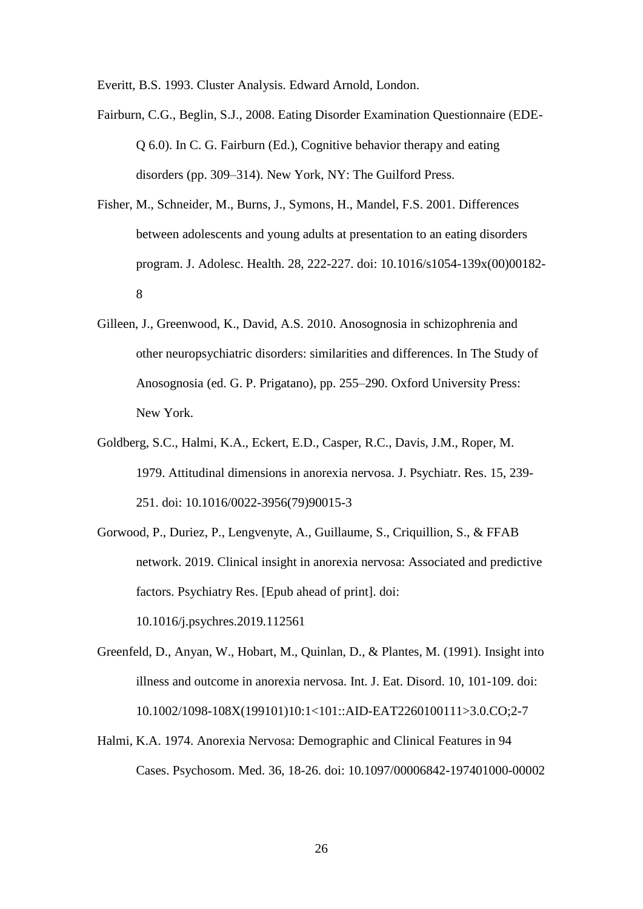Everitt, B.S. 1993. Cluster Analysis. Edward Arnold, London.

Fairburn, C.G., Beglin, S.J., 2008. Eating Disorder Examination Questionnaire (EDE-Q 6.0). In C. G. Fairburn (Ed.), Cognitive behavior therapy and eating disorders (pp. 309–314). New York, NY: The Guilford Press.

Fisher, M., Schneider, M., Burns, J., Symons, H., Mandel, F.S. 2001. Differences between adolescents and young adults at presentation to an eating disorders program. J. Adolesc. Health. 28, 222-227. doi: 10.1016/s1054-139x(00)00182-8

Gilleen, J., Greenwood, K., David, A.S. 2010. Anosognosia in schizophrenia and other neuropsychiatric disorders: similarities and differences. In The Study of Anosognosia (ed. G. P. Prigatano), pp. 255–290. Oxford University Press: New York.

Goldberg, S.C., Halmi, K.A., Eckert, E.D., Casper, R.C., Davis, J.M., Roper, M. 1979. Attitudinal dimensions in anorexia nervosa. J. Psychiatr. Res. 15, 239-251. doi: 10.1016/0022-3956(79)90015-3

Gorwood, P., Duriez, P., Lengvenyte, A., Guillaume, S., Criquillion, S., & FFAB network. 2019. Clinical insight in anorexia nervosa: Associated and predictive factors. Psychiatry Res. [Epub ahead of print]. doi: 10.1016/j.psychres.2019.112561

Greenfeld, D., Anyan, W., Hobart, M., Quinlan, D., & Plantes, M. (1991). Insight into illness and outcome in anorexia nervosa. Int. J. Eat. Disord. 10, 101-109. doi: 10.1002/1098-108X(199101)10:1<101::AID-EAT2260100111>3.0.CO;2-7

Halmi, K.A. 1974. Anorexia Nervosa: Demographic and Clinical Features in 94 Cases. Psychosom. Med. 36, 18-26. doi: 10.1097/00006842-197401000-00002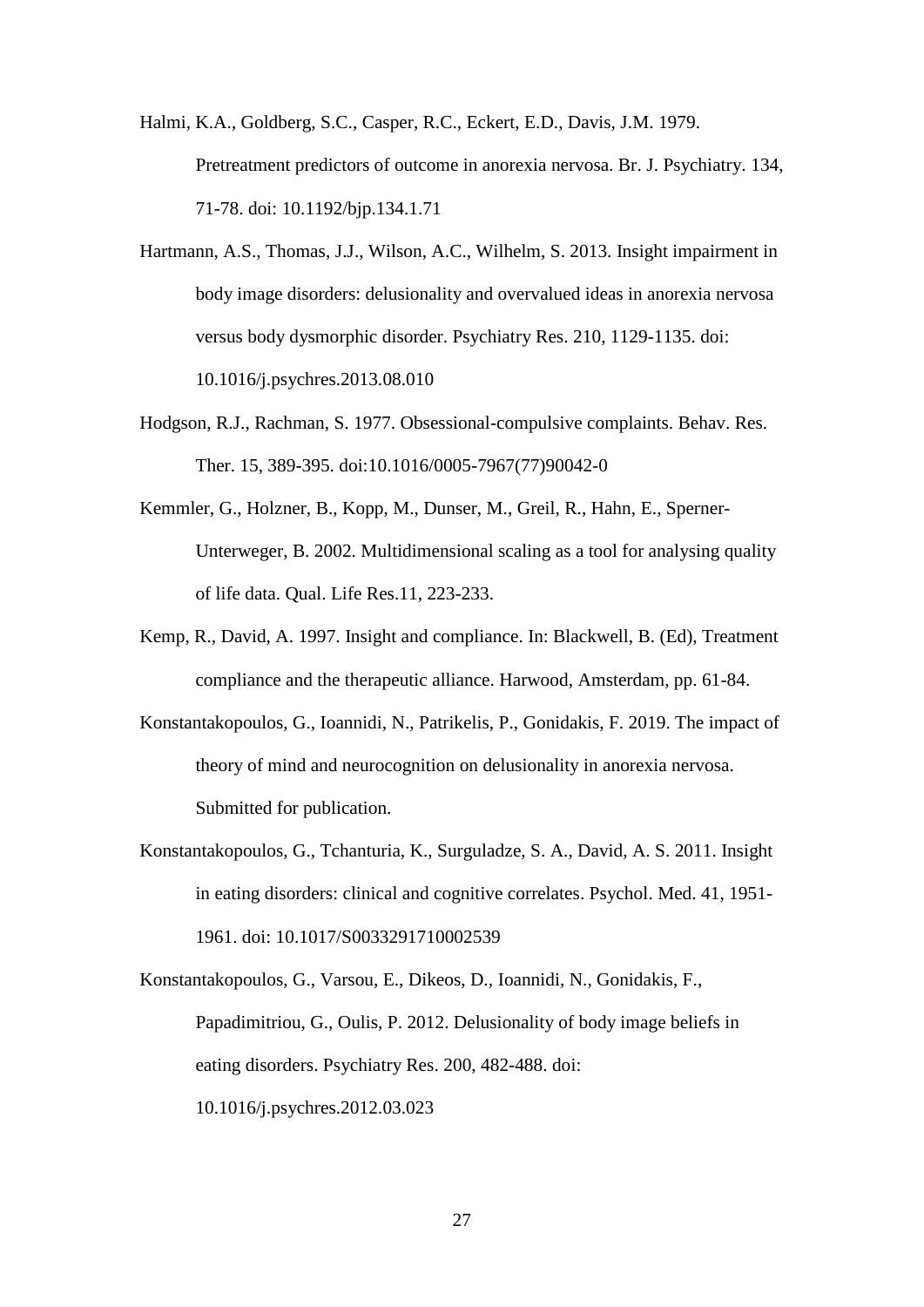Halmi, K.A., Goldberg, S.C., Casper, R.C., Eckert, E.D., Davis, J.M. 1979. Pretreatment predictors of outcome in anorexia nervosa. Br. J. Psychiatry. 134, 71-78. doi: 10.1192/bjp.134.1.71

Hartmann, A.S., Thomas, J.J., Wilson, A.C., Wilhelm, S. 2013. Insight impairment in body image disorders: delusionality and overvalued ideas in anorexia nervosa versus body dysmorphic disorder. Psychiatry Res. 210, 1129-1135. doi: 10.1016/j.psychres.2013.08.010

Hodgson, R.J., Rachman, S. 1977. Obsessional-compulsive complaints. Behav. Res. Ther. 15, 389-395. doi:10.1016/0005-7967(77)90042-0

Kemmler, G., Holzner, B., Kopp, M., Dunser, M., Greil, R., Hahn, E., Sperner-Unterweger, B. 2002. Multidimensional scaling as a tool for analysing quality of life data. Qual. Life Res.11, 223-233.

Kemp, R., David, A. 1997. Insight and compliance. In: Blackwell, B. (Ed), Treatment compliance and the therapeutic alliance. Harwood, Amsterdam, pp. 61-84.

Konstantakopoulos, G., Ioannidi, N., Patrikelis, P., Gonidakis, F. 2019. The impact of theory of mind and neurocognition on delusionality in anorexia nervosa. Submitted for publication.

Konstantakopoulos, G., Tchanturia, K., Surguladze, S. A., David, A. S. 2011. Insight in eating disorders: clinical and cognitive correlates. Psychol. Med. 41, 1951-1961. doi: 10.1017/S0033291710002539

Konstantakopoulos, G., Varsou, E., Dikeos, D., Ioannidi, N., Gonidakis, F., Papadimitriou, G., Oulis, P. 2012. Delusionality of body image beliefs in eating disorders. Psychiatry Res. 200, 482-488. doi: 10.1016/j.psychres.2012.03.023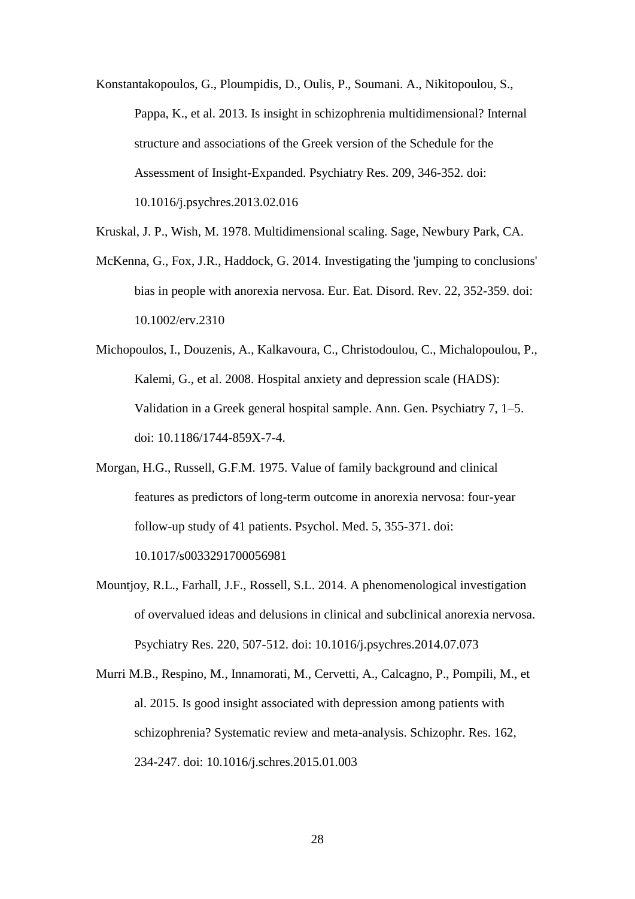Konstantakopoulos, G., Ploumpidis, D., Oulis, P., Soumani. A., Nikitopoulou, S., Pappa, K., et al. 2013. Is insight in schizophrenia multidimensional? Internal structure and associations of the Greek version of the Schedule for the Assessment of Insight-Expanded. Psychiatry Res. 209, 346-352. doi: 10.1016/j.psychres.2013.02.016

Kruskal, J. P., Wish, M. 1978. Multidimensional scaling. Sage, Newbury Park, CA.

McKenna, G., Fox, J.R., Haddock, G. 2014. Investigating the 'jumping to conclusions' bias in people with anorexia nervosa. Eur. Eat. Disord. Rev. 22, 352-359. doi: 10.1002/erv.2310

Michopoulos, I., Douzenis, A., Kalkavoura, C., Christodoulou, C., Michalopoulou, P., Kalemi, G., et al. 2008. Hospital anxiety and depression scale (HADS): Validation in a Greek general hospital sample. Ann. Gen. Psychiatry 7, 1–5. doi: 10.1186/1744-859X-7-4.

Morgan, H.G., Russell, G.F.M. 1975. Value of family background and clinical features as predictors of long-term outcome in anorexia nervosa: four-year follow-up study of 41 patients. Psychol. Med. 5, 355-371. doi: 10.1017/s0033291700056981

Mountjoy, R.L., Farhall, J.F., Rossell, S.L. 2014. A phenomenological investigation of overvalued ideas and delusions in clinical and subclinical anorexia nervosa. Psychiatry Res. 220, 507-512. doi: 10.1016/j.psychres.2014.07.073

Murri M.B., Respino, M., Innamorati, M., Cervetti, A., Calcagno, P., Pompili, M., et al. 2015. Is good insight associated with depression among patients with schizophrenia? Systematic review and meta-analysis. Schizophr. Res. 162, 234-247. doi: 10.1016/j.schres.2015.01.003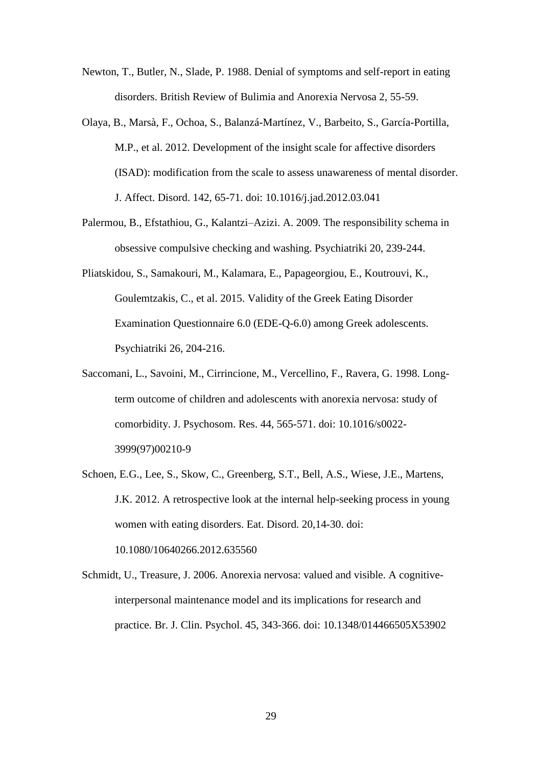Newton, T., Butler, N., Slade, P. 1988. Denial of symptoms and self-report in eating disorders. British Review of Bulimia and Anorexia Nervosa 2, 55-59.

Olaya, B., Marsà, F., Ochoa, S., Balanzá-Martínez, V., Barbeito, S., García-Portilla, M.P., et al. 2012. Development of the insight scale for affective disorders (ISAD): modification from the scale to assess unawareness of mental disorder. J. Affect. Disord. 142, 65-71. doi: 10.1016/j.jad.2012.03.041

Palermou, B., Efstathiou, G., Kalantzi–Azizi. A. 2009. The responsibility schema in obsessive compulsive checking and washing. Psychiatriki 20, 239-244.

Pliatskidou, S., Samakouri, M., Kalamara, E., Papageorgiou, E., Koutrouvi, K., Goulemtzakis, C., et al. 2015. Validity of the Greek Eating Disorder Examination Questionnaire 6.0 (EDE-Q-6.0) among Greek adolescents. Psychiatriki 26, 204-216.

Saccomani, L., Savoini, M., Cirrincione, M., Vercellino, F., Ravera, G. 1998. Long-term outcome of children and adolescents with anorexia nervosa: study of comorbidity. J. Psychosom. Res. 44, 565-571. doi: 10.1016/s0022-3999(97)00210-9

Schoen, E.G., Lee, S., Skow, C., Greenberg, S.T., Bell, A.S., Wiese, J.E., Martens, J.K. 2012. A retrospective look at the internal help-seeking process in young women with eating disorders. Eat. Disord. 20,14-30. doi: 10.1080/10640266.2012.635560

Schmidt, U., Treasure, J. 2006. Anorexia nervosa: valued and visible. A cognitive-interpersonal maintenance model and its implications for research and practice. Br. J. Clin. Psychol. 45, 343-366. doi: 10.1348/014466505X53902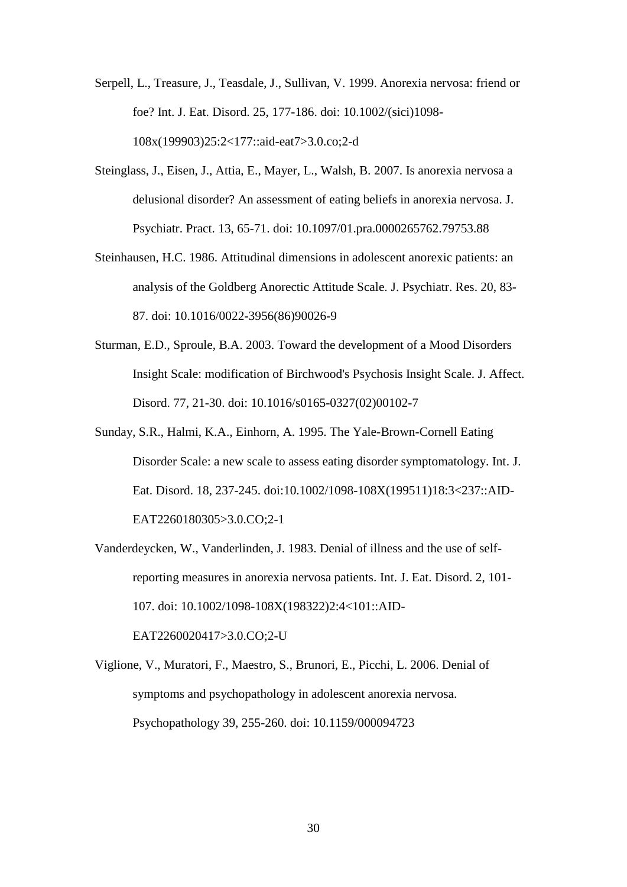Serpell, L., Treasure, J., Teasdale, J., Sullivan, V. 1999. Anorexia nervosa: friend or foe? Int. J. Eat. Disord. 25, 177-186. doi: 10.1002/(sici)1098-108x(199903)25:2<177::aid-eat7>3.0.co;2-d

Steinglass, J., Eisen, J., Attia, E., Mayer, L., Walsh, B. 2007. Is anorexia nervosa a delusional disorder? An assessment of eating beliefs in anorexia nervosa. J. Psychiatr. Pract. 13, 65-71. doi: 10.1097/01.pra.0000265762.79753.88

Steinhausen, H.C. 1986. Attitudinal dimensions in adolescent anorexic patients: an analysis of the Goldberg Anorectic Attitude Scale. J. Psychiatr. Res. 20, 83-87. doi: 10.1016/0022-3956(86)90026-9

Sturman, E.D., Sproule, B.A. 2003. Toward the development of a Mood Disorders Insight Scale: modification of Birchwood's Psychosis Insight Scale. J. Affect. Disord. 77, 21-30. doi: 10.1016/s0165-0327(02)00102-7

Sunday, S.R., Halmi, K.A., Einhorn, A. 1995. The Yale-Brown-Cornell Eating Disorder Scale: a new scale to assess eating disorder symptomatology. Int. J. Eat. Disord. 18, 237-245. doi:10.1002/1098-108X(199511)18:3<237::AID-EAT2260180305>3.0.CO;2-1

Vanderdeycken, W., Vanderlinden, J. 1983. Denial of illness and the use of self-reporting measures in anorexia nervosa patients. Int. J. Eat. Disord. 2, 101-107. doi: 10.1002/1098-108X(198322)2:4<101::AID-EAT2260020417>3.0.CO;2-U

Viglione, V., Muratori, F., Maestro, S., Brunori, E., Picchi, L. 2006. Denial of symptoms and psychopathology in adolescent anorexia nervosa. Psychopathology 39, 255-260. doi: 10.1159/000094723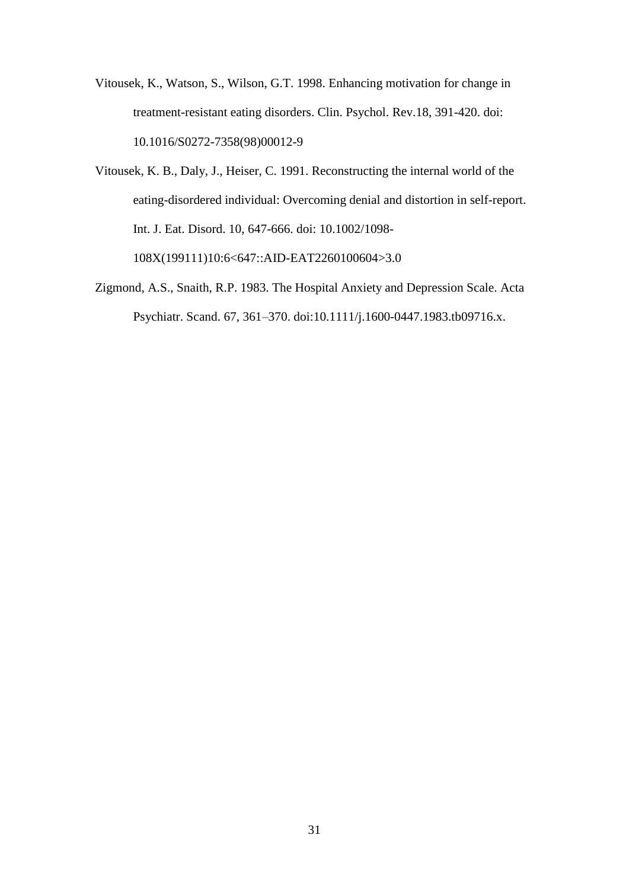Vitousek, K., Watson, S., Wilson, G.T. 1998. Enhancing motivation for change in treatment-resistant eating disorders. Clin. Psychol. Rev.18, 391-420. doi: 10.1016/S0272-7358(98)00012-9

Vitousek, K. B., Daly, J., Heiser, C. 1991. Reconstructing the internal world of the eating-disordered individual: Overcoming denial and distortion in self-report. Int. J. Eat. Disord. 10, 647-666. doi: 10.1002/1098-108X(199111)10:6<647::AID-EAT2260100604>3.0

Zigmond, A.S., Snaith, R.P. 1983. The Hospital Anxiety and Depression Scale. Acta Psychiatr. Scand. 67, 361–370. doi:10.1111/j.1600-0447.1983.tb09716.x.